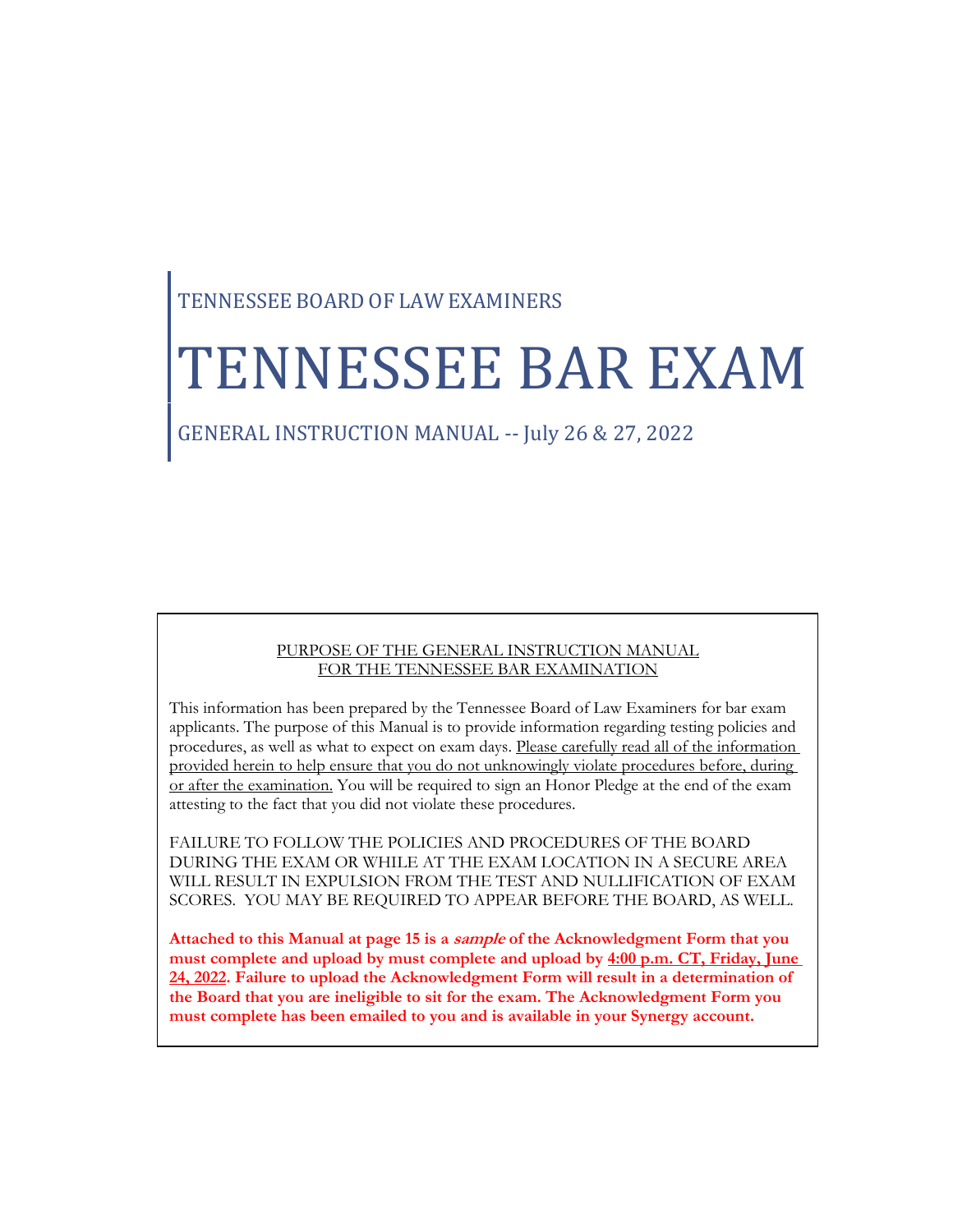TENNESSEE BOARD OF LAW EXAMINERS

# TENNESSEE BAR EXAM

GENERAL INSTRUCTION MANUAL -- July 26 & 27, 2022

PURPOSE OF THE GENERAL INSTRUCTION MANUAL
FOR THE TENNESSEE BAR EXAMINATION

This information has been prepared by the Tennessee Board of Law Examiners for bar exam applicants. The purpose of this Manual is to provide information regarding testing policies and procedures, as well as what to expect on exam days. Please carefully read all of the information provided herein to help ensure that you do not unknowingly violate procedures before, during or after the examination. You will be required to sign an Honor Pledge at the end of the exam attesting to the fact that you did not violate these procedures.

FAILURE TO FOLLOW THE POLICIES AND PROCEDURES OF THE BOARD DURING THE EXAM OR WHILE AT THE EXAM LOCATION IN A SECURE AREA WILL RESULT IN EXPULSION FROM THE TEST AND NULLIFICATION OF EXAM SCORES. YOU MAY BE REQUIRED TO APPEAR BEFORE THE BOARD, AS WELL.

**Attached to this Manual at page 15 is a *sample* of the Acknowledgment Form that you must complete and upload by must complete and upload by 4:00 p.m. CT, Friday, June 24, 2022. Failure to upload the Acknowledgment Form will result in a determination of the Board that you are ineligible to sit for the exam. The Acknowledgment Form you must complete has been emailed to you and is available in your Synergy account.**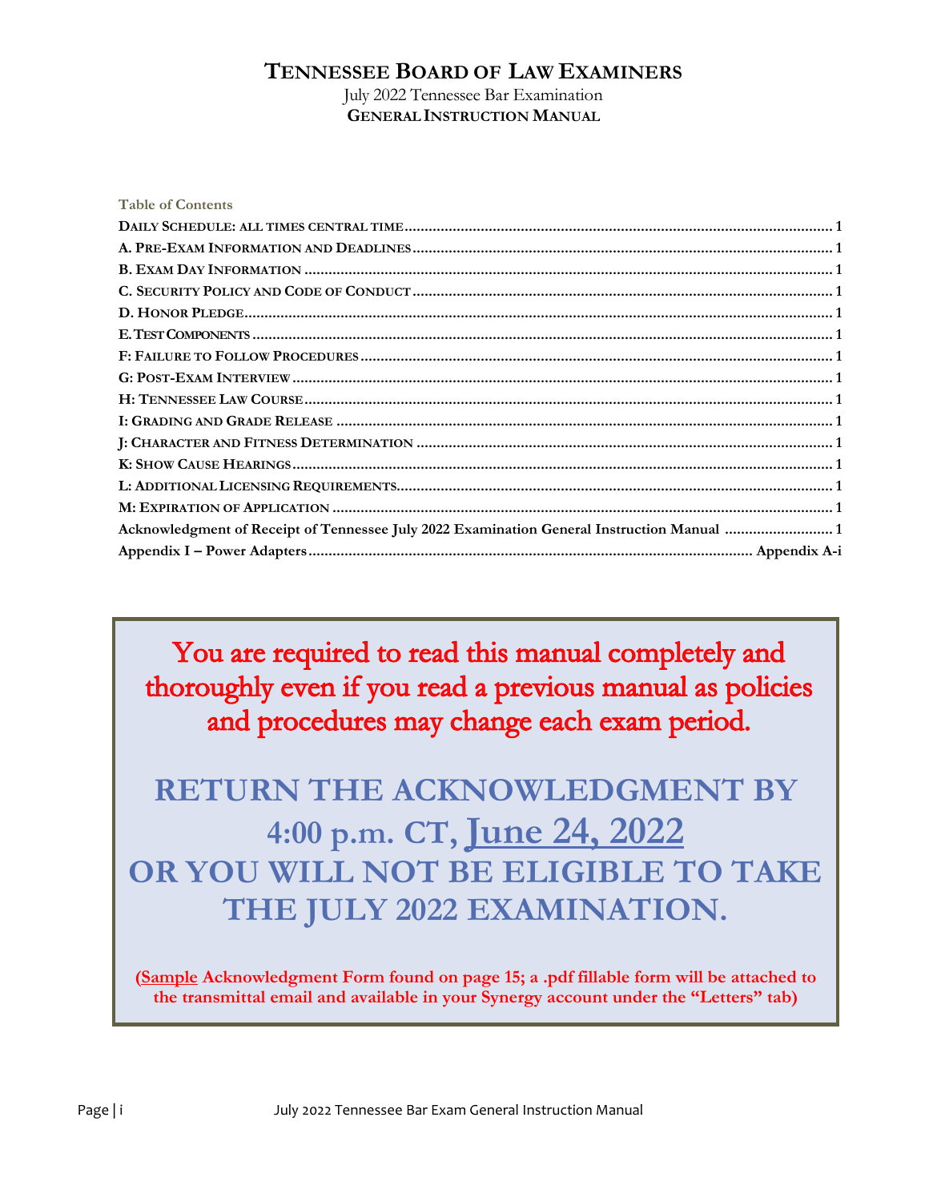# TENNESSEE BOARD OF LAW EXAMINERS

July 2022 Tennessee Bar Examination

**GENERAL INSTRUCTION MANUAL**

**Table of Contents**

| | |
|---|---|
| DAILY SCHEDULE: ALL TIMES CENTRAL TIME | 1 |
| A. PRE-EXAM INFORMATION AND DEADLINES | 1 |
| B. EXAM DAY INFORMATION | 1 |
| C. SECURITY POLICY AND CODE OF CONDUCT | 1 |
| D. HONOR PLEDGE | 1 |
| E. TEST COMPONENTS | 1 |
| F: FAILURE TO FOLLOW PROCEDURES | 1 |
| G: POST-EXAM INTERVIEW | 1 |
| H: TENNESSEE LAW COURSE | 1 |
| I: GRADING AND GRADE RELEASE | 1 |
| J: CHARACTER AND FITNESS DETERMINATION | 1 |
| K: SHOW CAUSE HEARINGS | 1 |
| L: ADDITIONAL LICENSING REQUIREMENTS | 1 |
| M: EXPIRATION OF APPLICATION | 1 |
| Acknowledgment of Receipt of Tennessee July 2022 Examination General Instruction Manual | 1 |
| Appendix I – Power Adapters | Appendix A-i |

You are required to read this manual completely and thoroughly even if you read a previous manual as policies and procedures may change each exam period.

**RETURN THE ACKNOWLEDGMENT BY 4:00 p.m. CT, June 24, 2022 OR YOU WILL NOT BE ELIGIBLE TO TAKE THE JULY 2022 EXAMINATION.**

**(Sample Acknowledgment Form found on page 15; a .pdf fillable form will be attached to the transmittal email and available in your Synergy account under the "Letters" tab)**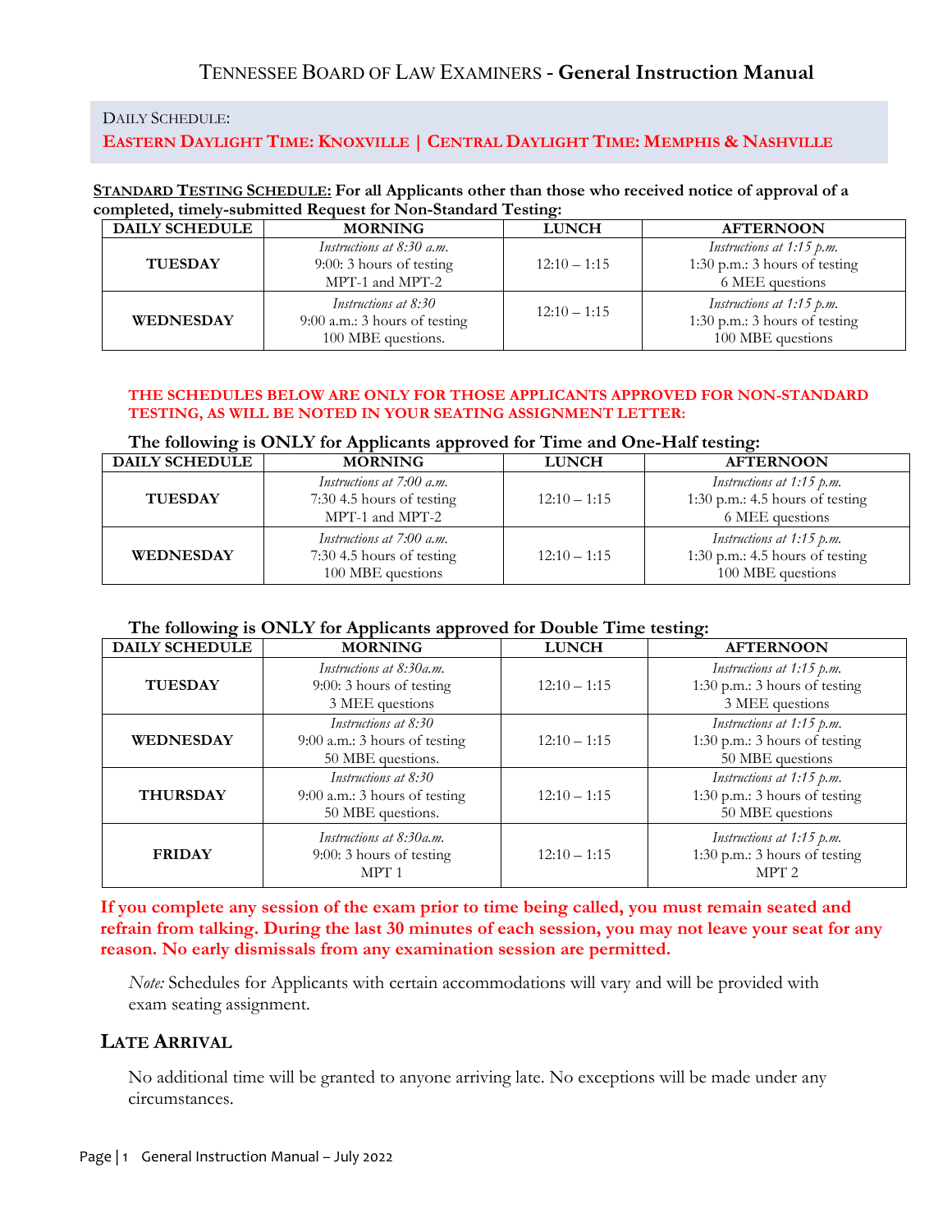# TENNESSEE BOARD OF LAW EXAMINERS - General Instruction Manual

DAILY SCHEDULE:

**EASTERN DAYLIGHT TIME: KNOXVILLE | CENTRAL DAYLIGHT TIME: MEMPHIS & NASHVILLE**

**STANDARD TESTING SCHEDULE: For all Applicants other than those who received notice of approval of a completed, timely-submitted Request for Non-Standard Testing:**

| DAILY SCHEDULE | MORNING | LUNCH | AFTERNOON |
|---|---|---|---|
| **TUESDAY** | *Instructions at 8:30 a.m.* 9:00: 3 hours of testing MPT-1 and MPT-2 | 12:10 – 1:15 | *Instructions at 1:15 p.m.* 1:30 p.m.: 3 hours of testing 6 MEE questions |
| **WEDNESDAY** | *Instructions at 8:30* 9:00 a.m.: 3 hours of testing 100 MBE questions. | 12:10 – 1:15 | *Instructions at 1:15 p.m.* 1:30 p.m.: 3 hours of testing 100 MBE questions |

**THE SCHEDULES BELOW ARE ONLY FOR THOSE APPLICANTS APPROVED FOR NON-STANDARD TESTING, AS WILL BE NOTED IN YOUR SEATING ASSIGNMENT LETTER:**

**The following is ONLY for Applicants approved for Time and One-Half testing:**

| DAILY SCHEDULE | MORNING | LUNCH | AFTERNOON |
|---|---|---|---|
| **TUESDAY** | *Instructions at 7:00 a.m.* 7:30 4.5 hours of testing MPT-1 and MPT-2 | 12:10 – 1:15 | *Instructions at 1:15 p.m.* 1:30 p.m.: 4.5 hours of testing 6 MEE questions |
| **WEDNESDAY** | *Instructions at 7:00 a.m.* 7:30 4.5 hours of testing 100 MBE questions | 12:10 – 1:15 | *Instructions at 1:15 p.m.* 1:30 p.m.: 4.5 hours of testing 100 MBE questions |

**The following is ONLY for Applicants approved for Double Time testing:**

| DAILY SCHEDULE | MORNING | LUNCH | AFTERNOON |
|---|---|---|---|
| **TUESDAY** | *Instructions at 8:30a.m.* 9:00: 3 hours of testing 3 MEE questions | 12:10 – 1:15 | *Instructions at 1:15 p.m.* 1:30 p.m.: 3 hours of testing 3 MEE questions |
| **WEDNESDAY** | *Instructions at 8:30* 9:00 a.m.: 3 hours of testing 50 MBE questions. | 12:10 – 1:15 | *Instructions at 1:15 p.m.* 1:30 p.m.: 3 hours of testing 50 MBE questions |
| **THURSDAY** | *Instructions at 8:30* 9:00 a.m.: 3 hours of testing 50 MBE questions. | 12:10 – 1:15 | *Instructions at 1:15 p.m.* 1:30 p.m.: 3 hours of testing 50 MBE questions |
| **FRIDAY** | *Instructions at 8:30a.m.* 9:00: 3 hours of testing MPT 1 | 12:10 – 1:15 | *Instructions at 1:15 p.m.* 1:30 p.m.: 3 hours of testing MPT 2 |

**If you complete any session of the exam prior to time being called, you must remain seated and refrain from talking. During the last 30 minutes of each session, you may not leave your seat for any reason. No early dismissals from any examination session are permitted.**

*Note:* Schedules for Applicants with certain accommodations will vary and will be provided with exam seating assignment.

## LATE ARRIVAL

No additional time will be granted to anyone arriving late. No exceptions will be made under any circumstances.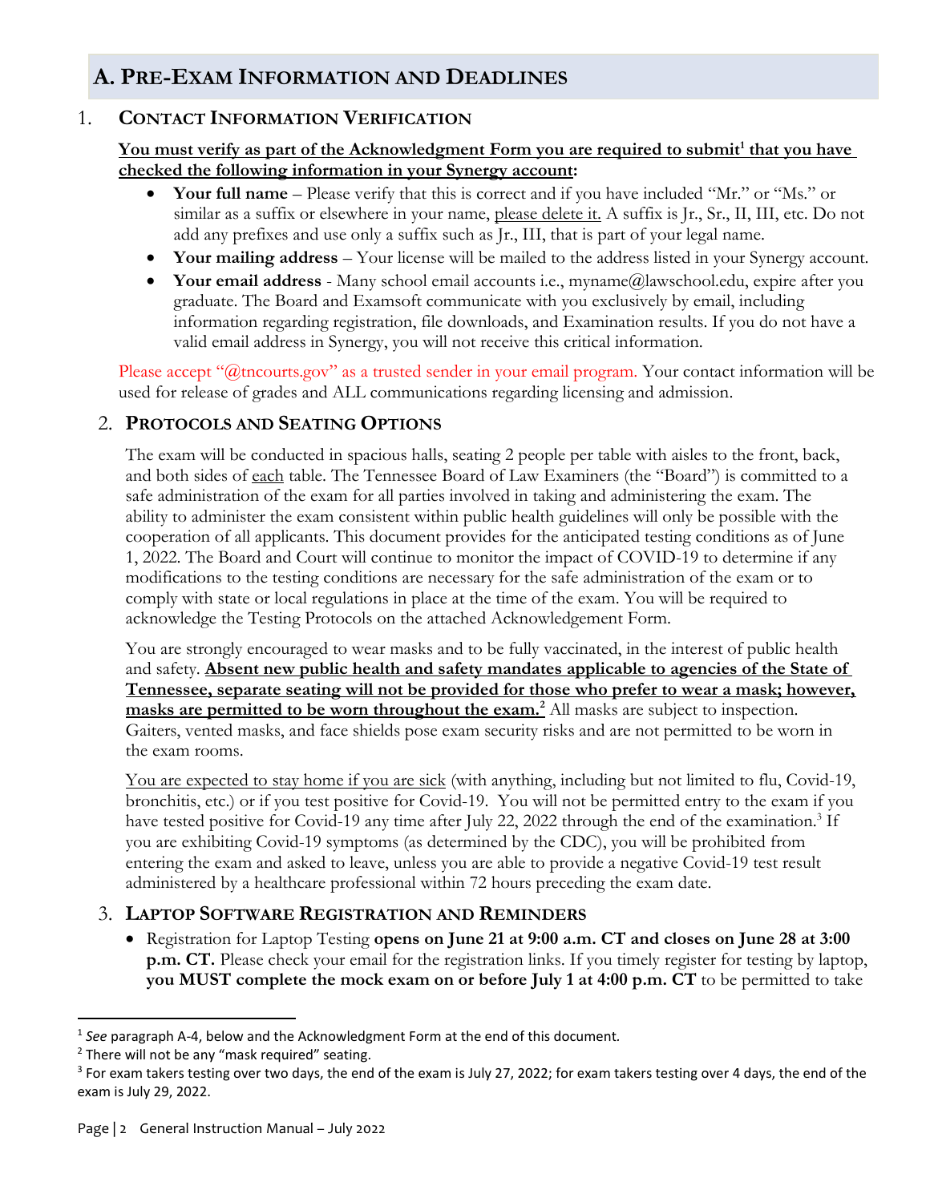## A. PRE-EXAM INFORMATION AND DEADLINES

### 1. CONTACT INFORMATION VERIFICATION

**You must verify as part of the Acknowledgment Form you are required to submit[1] that you have checked the following information in your Synergy account:**

- **Your full name** – Please verify that this is correct and if you have included "Mr." or "Ms." or similar as a suffix or elsewhere in your name, please delete it. A suffix is Jr., Sr., II, III, etc. Do not add any prefixes and use only a suffix such as Jr., III, that is part of your legal name.
- **Your mailing address** – Your license will be mailed to the address listed in your Synergy account.
- **Your email address** - Many school email accounts i.e., myname@lawschool.edu, expire after you graduate. The Board and Examsoft communicate with you exclusively by email, including information regarding registration, file downloads, and Examination results. If you do not have a valid email address in Synergy, you will not receive this critical information.

Please accept "@tncourts.gov" as a trusted sender in your email program. Your contact information will be used for release of grades and ALL communications regarding licensing and admission.

### 2. PROTOCOLS AND SEATING OPTIONS

The exam will be conducted in spacious halls, seating 2 people per table with aisles to the front, back, and both sides of each table. The Tennessee Board of Law Examiners (the "Board") is committed to a safe administration of the exam for all parties involved in taking and administering the exam. The ability to administer the exam consistent within public health guidelines will only be possible with the cooperation of all applicants. This document provides for the anticipated testing conditions as of June 1, 2022. The Board and Court will continue to monitor the impact of COVID-19 to determine if any modifications to the testing conditions are necessary for the safe administration of the exam or to comply with state or local regulations in place at the time of the exam. You will be required to acknowledge the Testing Protocols on the attached Acknowledgement Form.

You are strongly encouraged to wear masks and to be fully vaccinated, in the interest of public health and safety. **Absent new public health and safety mandates applicable to agencies of the State of Tennessee, separate seating will not be provided for those who prefer to wear a mask; however, masks are permitted to be worn throughout the exam.[2]** All masks are subject to inspection. Gaiters, vented masks, and face shields pose exam security risks and are not permitted to be worn in the exam rooms.

You are expected to stay home if you are sick (with anything, including but not limited to flu, Covid-19, bronchitis, etc.) or if you test positive for Covid-19. You will not be permitted entry to the exam if you have tested positive for Covid-19 any time after July 22, 2022 through the end of the examination.[3] If you are exhibiting Covid-19 symptoms (as determined by the CDC), you will be prohibited from entering the exam and asked to leave, unless you are able to provide a negative Covid-19 test result administered by a healthcare professional within 72 hours preceding the exam date.

### 3. LAPTOP SOFTWARE REGISTRATION AND REMINDERS

- Registration for Laptop Testing **opens on June 21 at 9:00 a.m. CT and closes on June 28 at 3:00 p.m. CT.** Please check your email for the registration links. If you timely register for testing by laptop, **you MUST complete the mock exam on or before July 1 at 4:00 p.m. CT** to be permitted to take

---

[1] *See* paragraph A-4, below and the Acknowledgment Form at the end of this document.

[2] There will not be any "mask required" seating.

[3] For exam takers testing over two days, the end of the exam is July 27, 2022; for exam takers testing over 4 days, the end of the exam is July 29, 2022.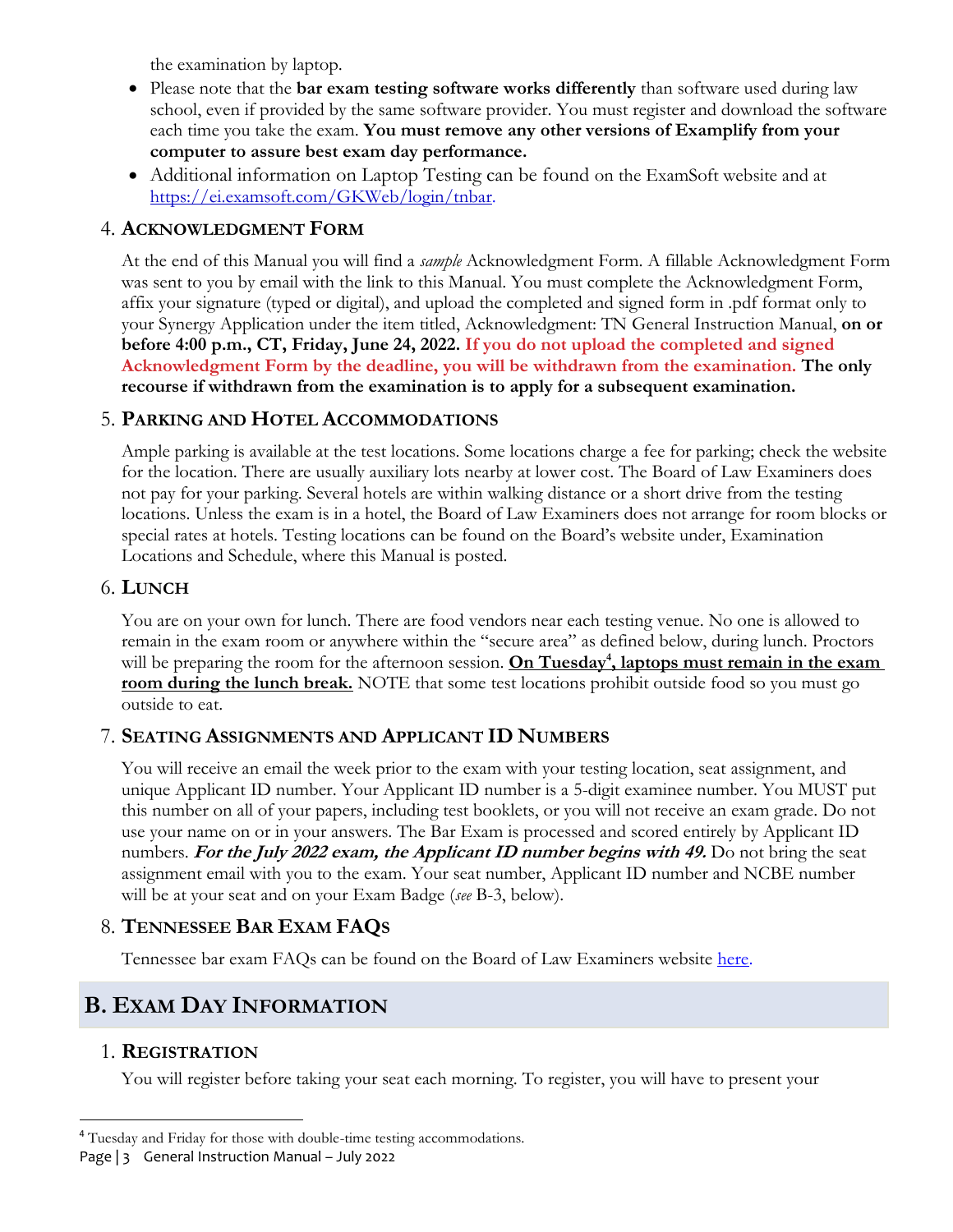the examination by laptop.

- Please note that the **bar exam testing software works differently** than software used during law school, even if provided by the same software provider. You must register and download the software each time you take the exam. **You must remove any other versions of Examplify from your computer to assure best exam day performance.**
- Additional information on Laptop Testing can be found on the ExamSoft website and at [https://ei.examsoft.com/GKWeb/login/tnbar](https://ei.examsoft.com/GKWeb/login/tnbar).

### 4. ACKNOWLEDGMENT FORM

At the end of this Manual you will find a *sample* Acknowledgment Form. A fillable Acknowledgment Form was sent to you by email with the link to this Manual. You must complete the Acknowledgment Form, affix your signature (typed or digital), and upload the completed and signed form in .pdf format only to your Synergy Application under the item titled, Acknowledgment: TN General Instruction Manual, **on or before 4:00 p.m., CT, Friday, June 24, 2022. If you do not upload the completed and signed Acknowledgment Form by the deadline, you will be withdrawn from the examination. The only recourse if withdrawn from the examination is to apply for a subsequent examination.**

### 5. PARKING AND HOTEL ACCOMMODATIONS

Ample parking is available at the test locations. Some locations charge a fee for parking; check the website for the location. There are usually auxiliary lots nearby at lower cost. The Board of Law Examiners does not pay for your parking. Several hotels are within walking distance or a short drive from the testing locations. Unless the exam is in a hotel, the Board of Law Examiners does not arrange for room blocks or special rates at hotels. Testing locations can be found on the Board's website under, Examination Locations and Schedule, where this Manual is posted.

### 6. LUNCH

You are on your own for lunch. There are food vendors near each testing venue. No one is allowed to remain in the exam room or anywhere within the "secure area" as defined below, during lunch. Proctors will be preparing the room for the afternoon session. **On Tuesday[4], laptops must remain in the exam room during the lunch break.** NOTE that some test locations prohibit outside food so you must go outside to eat.

### 7. SEATING ASSIGNMENTS AND APPLICANT ID NUMBERS

You will receive an email the week prior to the exam with your testing location, seat assignment, and unique Applicant ID number. Your Applicant ID number is a 5-digit examinee number. You MUST put this number on all of your papers, including test booklets, or you will not receive an exam grade. Do not use your name on or in your answers. The Bar Exam is processed and scored entirely by Applicant ID numbers. ***For the July 2022 exam, the Applicant ID number begins with 49.*** Do not bring the seat assignment email with you to the exam. Your seat number, Applicant ID number and NCBE number will be at your seat and on your Exam Badge (*see* B-3, below).

### 8. TENNESSEE BAR EXAM FAQS

Tennessee bar exam FAQs can be found on the Board of Law Examiners website [here](here).

## B. EXAM DAY INFORMATION

### 1. REGISTRATION

You will register before taking your seat each morning. To register, you will have to present your

[4] Tuesday and Friday for those with double-time testing accommodations.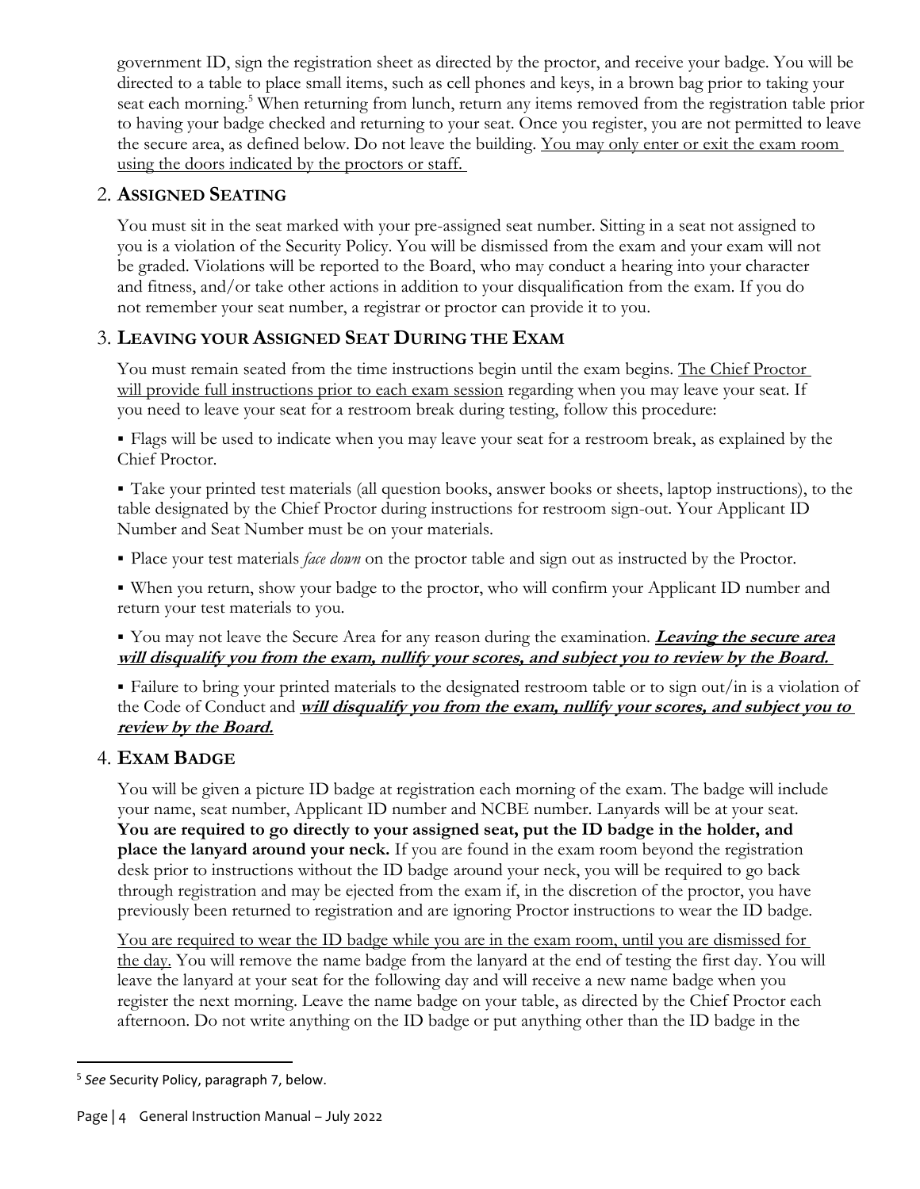government ID, sign the registration sheet as directed by the proctor, and receive your badge. You will be directed to a table to place small items, such as cell phones and keys, in a brown bag prior to taking your seat each morning.[5] When returning from lunch, return any items removed from the registration table prior to having your badge checked and returning to your seat. Once you register, you are not permitted to leave the secure area, as defined below. Do not leave the building. You may only enter or exit the exam room using the doors indicated by the proctors or staff.

## 2. ASSIGNED SEATING

You must sit in the seat marked with your pre-assigned seat number. Sitting in a seat not assigned to you is a violation of the Security Policy. You will be dismissed from the exam and your exam will not be graded. Violations will be reported to the Board, who may conduct a hearing into your character and fitness, and/or take other actions in addition to your disqualification from the exam. If you do not remember your seat number, a registrar or proctor can provide it to you.

## 3. LEAVING YOUR ASSIGNED SEAT DURING THE EXAM

You must remain seated from the time instructions begin until the exam begins. The Chief Proctor will provide full instructions prior to each exam session regarding when you may leave your seat. If you need to leave your seat for a restroom break during testing, follow this procedure:

- Flags will be used to indicate when you may leave your seat for a restroom break, as explained by the Chief Proctor.
- Take your printed test materials (all question books, answer books or sheets, laptop instructions), to the table designated by the Chief Proctor during instructions for restroom sign-out. Your Applicant ID Number and Seat Number must be on your materials.
- Place your test materials *face down* on the proctor table and sign out as instructed by the Proctor.
- When you return, show your badge to the proctor, who will confirm your Applicant ID number and return your test materials to you.
- You may not leave the Secure Area for any reason during the examination. ***Leaving the secure area will disqualify you from the exam, nullify your scores, and subject you to review by the Board.***
- Failure to bring your printed materials to the designated restroom table or to sign out/in is a violation of the Code of Conduct and ***will disqualify you from the exam, nullify your scores, and subject you to review by the Board.***

## 4. EXAM BADGE

You will be given a picture ID badge at registration each morning of the exam. The badge will include your name, seat number, Applicant ID number and NCBE number. Lanyards will be at your seat. **You are required to go directly to your assigned seat, put the ID badge in the holder, and place the lanyard around your neck.** If you are found in the exam room beyond the registration desk prior to instructions without the ID badge around your neck, you will be required to go back through registration and may be ejected from the exam if, in the discretion of the proctor, you have previously been returned to registration and are ignoring Proctor instructions to wear the ID badge.

You are required to wear the ID badge while you are in the exam room, until you are dismissed for the day. You will remove the name badge from the lanyard at the end of testing the first day. You will leave the lanyard at your seat for the following day and will receive a new name badge when you register the next morning. Leave the name badge on your table, as directed by the Chief Proctor each afternoon. Do not write anything on the ID badge or put anything other than the ID badge in the

---

[5] *See* Security Policy, paragraph 7, below.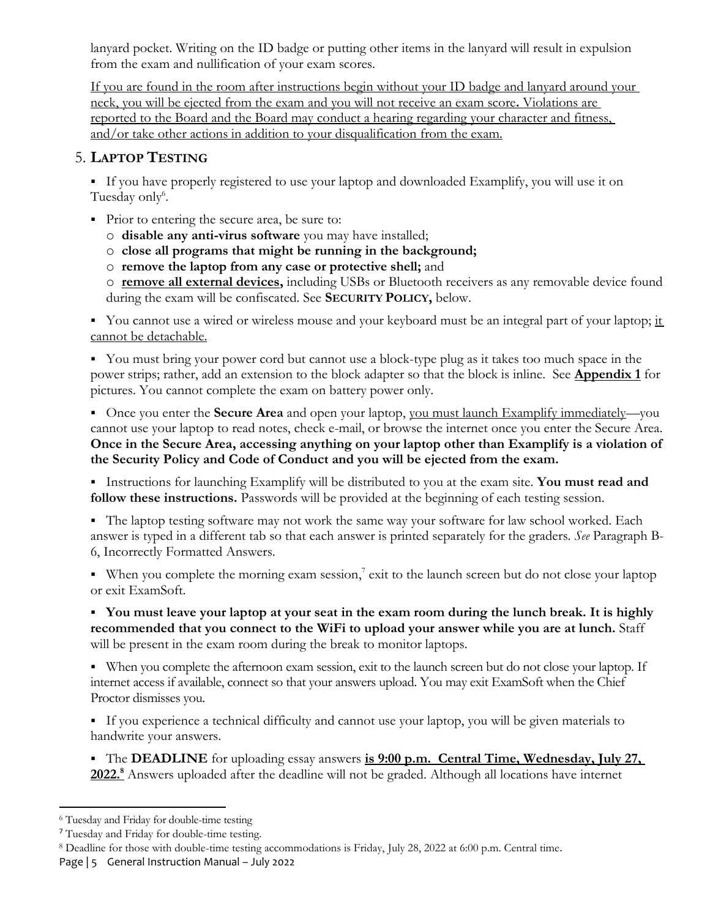lanyard pocket. Writing on the ID badge or putting other items in the lanyard will result in expulsion from the exam and nullification of your exam scores.

<u>If you are found in the room after instructions begin without your ID badge and lanyard around your neck, you will be ejected from the exam and you will not receive an exam score. Violations are reported to the Board and the Board may conduct a hearing regarding your character and fitness, and/or take other actions in addition to your disqualification from the exam.</u>

## 5. LAPTOP TESTING

- If you have properly registered to use your laptop and downloaded Examplify, you will use it on Tuesday only[6].
- Prior to entering the secure area, be sure to:
  - **disable any anti-virus software** you may have installed;
  - **close all programs that might be running in the background;**
  - **remove the laptop from any case or protective shell;** and
  - **<u>remove all external devices</u>,** including USBs or Bluetooth receivers as any removable device found during the exam will be confiscated. See **SECURITY POLICY,** below.
- You cannot use a wired or wireless mouse and your keyboard must be an integral part of your laptop; <u>it cannot be detachable.</u>
- You must bring your power cord but cannot use a block-type plug as it takes too much space in the power strips; rather, add an extension to the block adapter so that the block is inline. See **<u>Appendix 1</u>** for pictures. You cannot complete the exam on battery power only.
- Once you enter the **Secure Area** and open your laptop, <u>you must launch Examplify immediately</u>—you cannot use your laptop to read notes, check e-mail, or browse the internet once you enter the Secure Area. **Once in the Secure Area, accessing anything on your laptop other than Examplify is a violation of the Security Policy and Code of Conduct and you will be ejected from the exam.**
- Instructions for launching Examplify will be distributed to you at the exam site. **You must read and follow these instructions.** Passwords will be provided at the beginning of each testing session.
- The laptop testing software may not work the same way your software for law school worked. Each answer is typed in a different tab so that each answer is printed separately for the graders. *See* Paragraph B-6, Incorrectly Formatted Answers.
- When you complete the morning exam session,[7] exit to the launch screen but do not close your laptop or exit ExamSoft.
- **You must leave your laptop at your seat in the exam room during the lunch break. It is highly recommended that you connect to the WiFi to upload your answer while you are at lunch.** Staff will be present in the exam room during the break to monitor laptops.
- When you complete the afternoon exam session, exit to the launch screen but do not close your laptop. If internet access if available, connect so that your answers upload. You may exit ExamSoft when the Chief Proctor dismisses you.
- If you experience a technical difficulty and cannot use your laptop, you will be given materials to handwrite your answers.
- The **DEADLINE** for uploading essay answers **<u>is 9:00 p.m. Central Time, Wednesday, July 27, 2022.</u>**[8] Answers uploaded after the deadline will not be graded. Although all locations have internet

---

[6] Tuesday and Friday for double-time testing

[7] Tuesday and Friday for double-time testing.

[8] Deadline for those with double-time testing accommodations is Friday, July 28, 2022 at 6:00 p.m. Central time.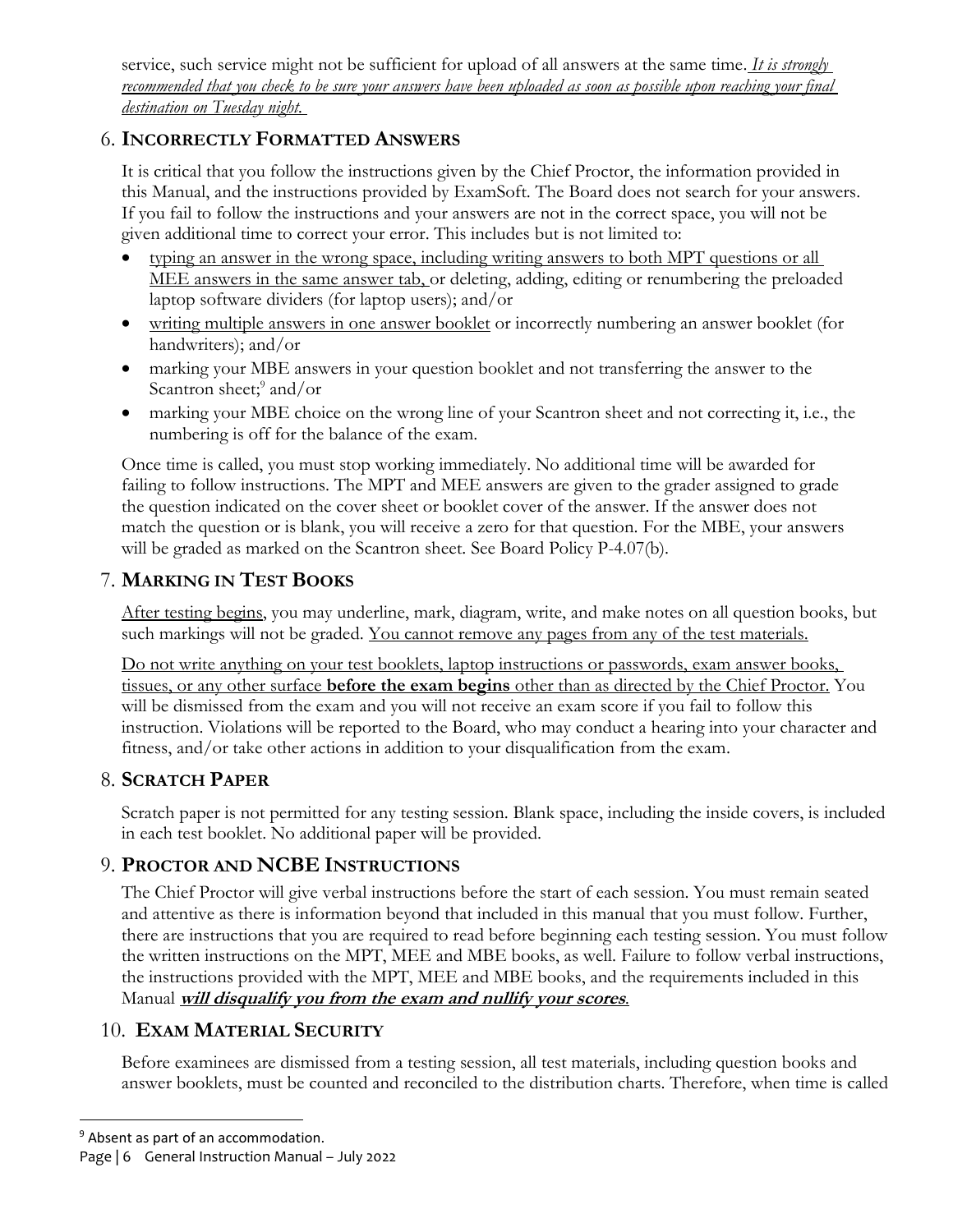service, such service might not be sufficient for upload of all answers at the same time. *It is strongly recommended that you check to be sure your answers have been uploaded as soon as possible upon reaching your final destination on Tuesday night.*

## 6. Incorrectly Formatted Answers

It is critical that you follow the instructions given by the Chief Proctor, the information provided in this Manual, and the instructions provided by ExamSoft. The Board does not search for your answers. If you fail to follow the instructions and your answers are not in the correct space, you will not be given additional time to correct your error. This includes but is not limited to:

- typing an answer in the wrong space, including writing answers to both MPT questions or all MEE answers in the same answer tab, or deleting, adding, editing or renumbering the preloaded laptop software dividers (for laptop users); and/or
- writing multiple answers in one answer booklet or incorrectly numbering an answer booklet (for handwriters); and/or
- marking your MBE answers in your question booklet and not transferring the answer to the Scantron sheet;[9] and/or
- marking your MBE choice on the wrong line of your Scantron sheet and not correcting it, i.e., the numbering is off for the balance of the exam.

Once time is called, you must stop working immediately. No additional time will be awarded for failing to follow instructions. The MPT and MEE answers are given to the grader assigned to grade the question indicated on the cover sheet or booklet cover of the answer. If the answer does not match the question or is blank, you will receive a zero for that question. For the MBE, your answers will be graded as marked on the Scantron sheet. See Board Policy P-4.07(b).

## 7. Marking in Test Books

After testing begins, you may underline, mark, diagram, write, and make notes on all question books, but such markings will not be graded. You cannot remove any pages from any of the test materials.

Do not write anything on your test booklets, laptop instructions or passwords, exam answer books, tissues, or any other surface **before the exam begins** other than as directed by the Chief Proctor. You will be dismissed from the exam and you will not receive an exam score if you fail to follow this instruction. Violations will be reported to the Board, who may conduct a hearing into your character and fitness, and/or take other actions in addition to your disqualification from the exam.

## 8. Scratch Paper

Scratch paper is not permitted for any testing session. Blank space, including the inside covers, is included in each test booklet. No additional paper will be provided.

## 9. Proctor and NCBE Instructions

The Chief Proctor will give verbal instructions before the start of each session. You must remain seated and attentive as there is information beyond that included in this manual that you must follow. Further, there are instructions that you are required to read before beginning each testing session. You must follow the written instructions on the MPT, MEE and MBE books, as well. Failure to follow verbal instructions, the instructions provided with the MPT, MEE and MBE books, and the requirements included in this Manual ***will disqualify you from the exam and nullify your scores***.

## 10. Exam Material Security

Before examinees are dismissed from a testing session, all test materials, including question books and answer booklets, must be counted and reconciled to the distribution charts. Therefore, when time is called

---

[9] Absent as part of an accommodation.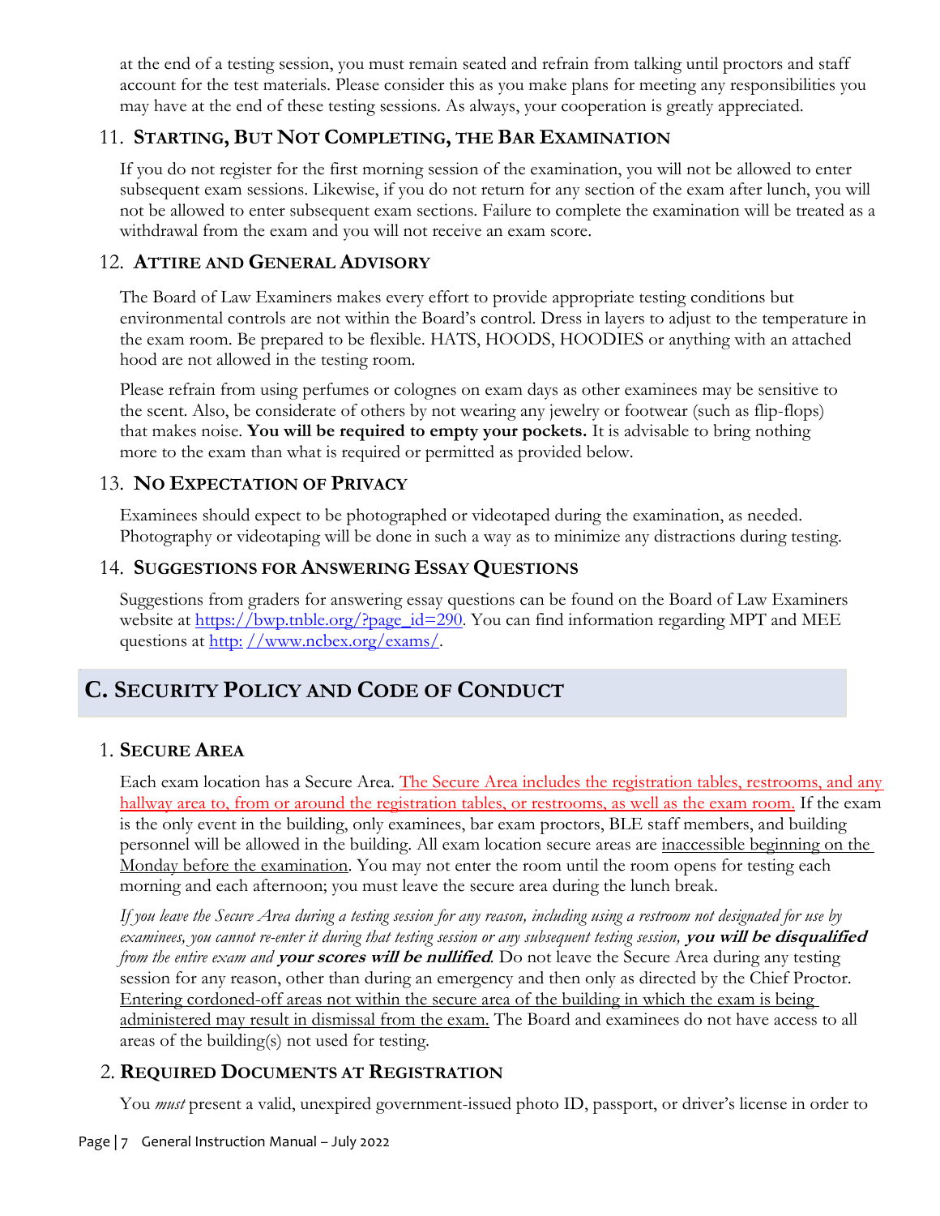at the end of a testing session, you must remain seated and refrain from talking until proctors and staff account for the test materials. Please consider this as you make plans for meeting any responsibilities you may have at the end of these testing sessions. As always, your cooperation is greatly appreciated.

### 11. STARTING, BUT NOT COMPLETING, THE BAR EXAMINATION

If you do not register for the first morning session of the examination, you will not be allowed to enter subsequent exam sessions. Likewise, if you do not return for any section of the exam after lunch, you will not be allowed to enter subsequent exam sections. Failure to complete the examination will be treated as a withdrawal from the exam and you will not receive an exam score.

### 12. ATTIRE AND GENERAL ADVISORY

The Board of Law Examiners makes every effort to provide appropriate testing conditions but environmental controls are not within the Board's control. Dress in layers to adjust to the temperature in the exam room. Be prepared to be flexible. HATS, HOODS, HOODIES or anything with an attached hood are not allowed in the testing room.

Please refrain from using perfumes or colognes on exam days as other examinees may be sensitive to the scent. Also, be considerate of others by not wearing any jewelry or footwear (such as flip-flops) that makes noise. **You will be required to empty your pockets.** It is advisable to bring nothing more to the exam than what is required or permitted as provided below.

### 13. NO EXPECTATION OF PRIVACY

Examinees should expect to be photographed or videotaped during the examination, as needed. Photography or videotaping will be done in such a way as to minimize any distractions during testing.

### 14. SUGGESTIONS FOR ANSWERING ESSAY QUESTIONS

Suggestions from graders for answering essay questions can be found on the Board of Law Examiners website at https://bwp.tnble.org/?page_id=290. You can find information regarding MPT and MEE questions at http: //www.ncbex.org/exams/.

## C. SECURITY POLICY AND CODE OF CONDUCT

### 1. SECURE AREA

Each exam location has a Secure Area. The Secure Area includes the registration tables, restrooms, and any hallway area to, from or around the registration tables, or restrooms, as well as the exam room. If the exam is the only event in the building, only examinees, bar exam proctors, BLE staff members, and building personnel will be allowed in the building. All exam location secure areas are inaccessible beginning on the Monday before the examination. You may not enter the room until the room opens for testing each morning and each afternoon; you must leave the secure area during the lunch break.

*If you leave the Secure Area during a testing session for any reason, including using a restroom not designated for use by examinees, you cannot re-enter it during that testing session or any subsequent testing session,* ***you will be disqualified*** *from the entire exam and* ***your scores will be nullified***. Do not leave the Secure Area during any testing session for any reason, other than during an emergency and then only as directed by the Chief Proctor. Entering cordoned-off areas not within the secure area of the building in which the exam is being administered may result in dismissal from the exam. The Board and examinees do not have access to all areas of the building(s) not used for testing.

### 2. REQUIRED DOCUMENTS AT REGISTRATION

You *must* present a valid, unexpired government-issued photo ID, passport, or driver's license in order to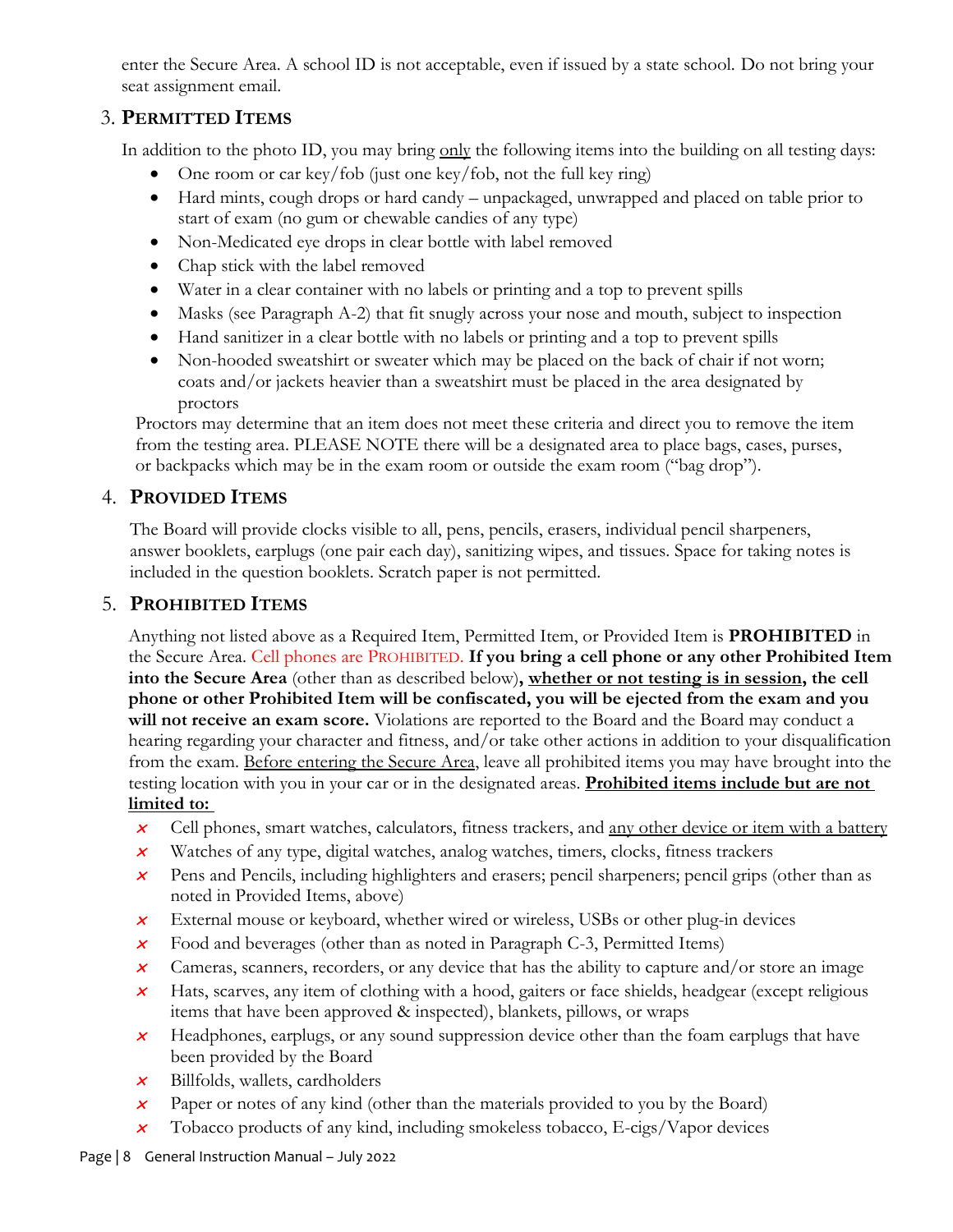enter the Secure Area. A school ID is not acceptable, even if issued by a state school. Do not bring your seat assignment email.

## 3. Permitted Items

In addition to the photo ID, you may bring only the following items into the building on all testing days:

- One room or car key/fob (just one key/fob, not the full key ring)
- Hard mints, cough drops or hard candy – unpackaged, unwrapped and placed on table prior to start of exam (no gum or chewable candies of any type)
- Non-Medicated eye drops in clear bottle with label removed
- Chap stick with the label removed
- Water in a clear container with no labels or printing and a top to prevent spills
- Masks (see Paragraph A-2) that fit snugly across your nose and mouth, subject to inspection
- Hand sanitizer in a clear bottle with no labels or printing and a top to prevent spills
- Non-hooded sweatshirt or sweater which may be placed on the back of chair if not worn; coats and/or jackets heavier than a sweatshirt must be placed in the area designated by proctors

Proctors may determine that an item does not meet these criteria and direct you to remove the item from the testing area. PLEASE NOTE there will be a designated area to place bags, cases, purses, or backpacks which may be in the exam room or outside the exam room ("bag drop").

## 4. Provided Items

The Board will provide clocks visible to all, pens, pencils, erasers, individual pencil sharpeners, answer booklets, earplugs (one pair each day), sanitizing wipes, and tissues. Space for taking notes is included in the question booklets. Scratch paper is not permitted.

## 5. Prohibited Items

Anything not listed above as a Required Item, Permitted Item, or Provided Item is **PROHIBITED** in the Secure Area. Cell phones are PROHIBITED. **If you bring a cell phone or any other Prohibited Item into the Secure Area** (other than as described below)**, whether or not testing is in session, the cell phone or other Prohibited Item will be confiscated, you will be ejected from the exam and you will not receive an exam score.** Violations are reported to the Board and the Board may conduct a hearing regarding your character and fitness, and/or take other actions in addition to your disqualification from the exam. Before entering the Secure Area, leave all prohibited items you may have brought into the testing location with you in your car or in the designated areas. **Prohibited items include but are not limited to:**

- ✗ Cell phones, smart watches, calculators, fitness trackers, and any other device or item with a battery
- ✗ Watches of any type, digital watches, analog watches, timers, clocks, fitness trackers
- ✗ Pens and Pencils, including highlighters and erasers; pencil sharpeners; pencil grips (other than as noted in Provided Items, above)
- ✗ External mouse or keyboard, whether wired or wireless, USBs or other plug-in devices
- ✗ Food and beverages (other than as noted in Paragraph C-3, Permitted Items)
- ✗ Cameras, scanners, recorders, or any device that has the ability to capture and/or store an image
- ✗ Hats, scarves, any item of clothing with a hood, gaiters or face shields, headgear (except religious items that have been approved & inspected), blankets, pillows, or wraps
- ✗ Headphones, earplugs, or any sound suppression device other than the foam earplugs that have been provided by the Board
- ✗ Billfolds, wallets, cardholders
- ✗ Paper or notes of any kind (other than the materials provided to you by the Board)
- ✗ Tobacco products of any kind, including smokeless tobacco, E-cigs/Vapor devices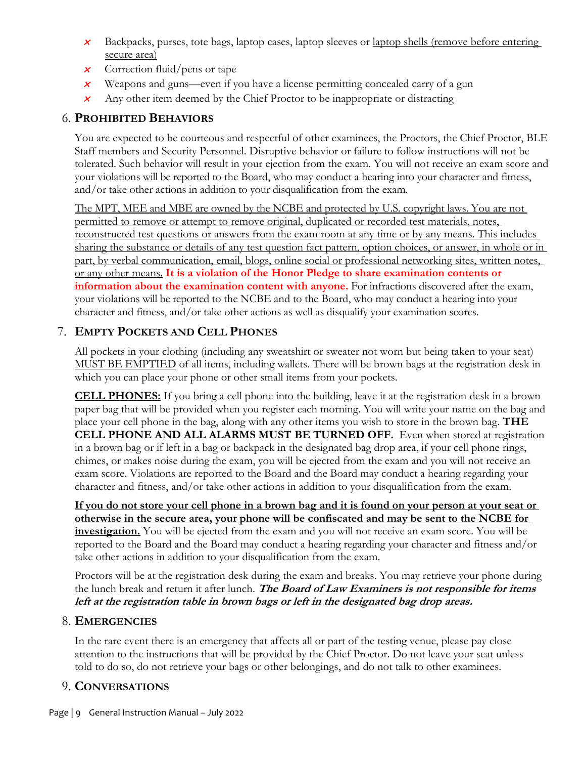- ✗ Backpacks, purses, tote bags, laptop cases, laptop sleeves or laptop shells (remove before entering secure area)
- ✗ Correction fluid/pens or tape
- ✗ Weapons and guns—even if you have a license permitting concealed carry of a gun
- ✗ Any other item deemed by the Chief Proctor to be inappropriate or distracting

## 6. PROHIBITED BEHAVIORS

You are expected to be courteous and respectful of other examinees, the Proctors, the Chief Proctor, BLE Staff members and Security Personnel. Disruptive behavior or failure to follow instructions will not be tolerated. Such behavior will result in your ejection from the exam. You will not receive an exam score and your violations will be reported to the Board, who may conduct a hearing into your character and fitness, and/or take other actions in addition to your disqualification from the exam.

The MPT, MEE and MBE are owned by the NCBE and protected by U.S. copyright laws. You are not permitted to remove or attempt to remove original, duplicated or recorded test materials, notes, reconstructed test questions or answers from the exam room at any time or by any means. This includes sharing the substance or details of any test question fact pattern, option choices, or answer, in whole or in part, by verbal communication, email, blogs, online social or professional networking sites, written notes, or any other means. **It is a violation of the Honor Pledge to share examination contents or information about the examination content with anyone.** For infractions discovered after the exam, your violations will be reported to the NCBE and to the Board, who may conduct a hearing into your character and fitness, and/or take other actions as well as disqualify your examination scores.

## 7. EMPTY POCKETS AND CELL PHONES

All pockets in your clothing (including any sweatshirt or sweater not worn but being taken to your seat) MUST BE EMPTIED of all items, including wallets. There will be brown bags at the registration desk in which you can place your phone or other small items from your pockets.

**CELL PHONES:** If you bring a cell phone into the building, leave it at the registration desk in a brown paper bag that will be provided when you register each morning. You will write your name on the bag and place your cell phone in the bag, along with any other items you wish to store in the brown bag. **THE CELL PHONE AND ALL ALARMS MUST BE TURNED OFF.** Even when stored at registration in a brown bag or if left in a bag or backpack in the designated bag drop area, if your cell phone rings, chimes, or makes noise during the exam, you will be ejected from the exam and you will not receive an exam score. Violations are reported to the Board and the Board may conduct a hearing regarding your character and fitness, and/or take other actions in addition to your disqualification from the exam.

**If you do not store your cell phone in a brown bag and it is found on your person at your seat or otherwise in the secure area, your phone will be confiscated and may be sent to the NCBE for investigation.** You will be ejected from the exam and you will not receive an exam score. You will be reported to the Board and the Board may conduct a hearing regarding your character and fitness and/or take other actions in addition to your disqualification from the exam.

Proctors will be at the registration desk during the exam and breaks. You may retrieve your phone during the lunch break and return it after lunch. ***The Board of Law Examiners is not responsible for items left at the registration table in brown bags or left in the designated bag drop areas.***

## 8. EMERGENCIES

In the rare event there is an emergency that affects all or part of the testing venue, please pay close attention to the instructions that will be provided by the Chief Proctor. Do not leave your seat unless told to do so, do not retrieve your bags or other belongings, and do not talk to other examinees.

## 9. CONVERSATIONS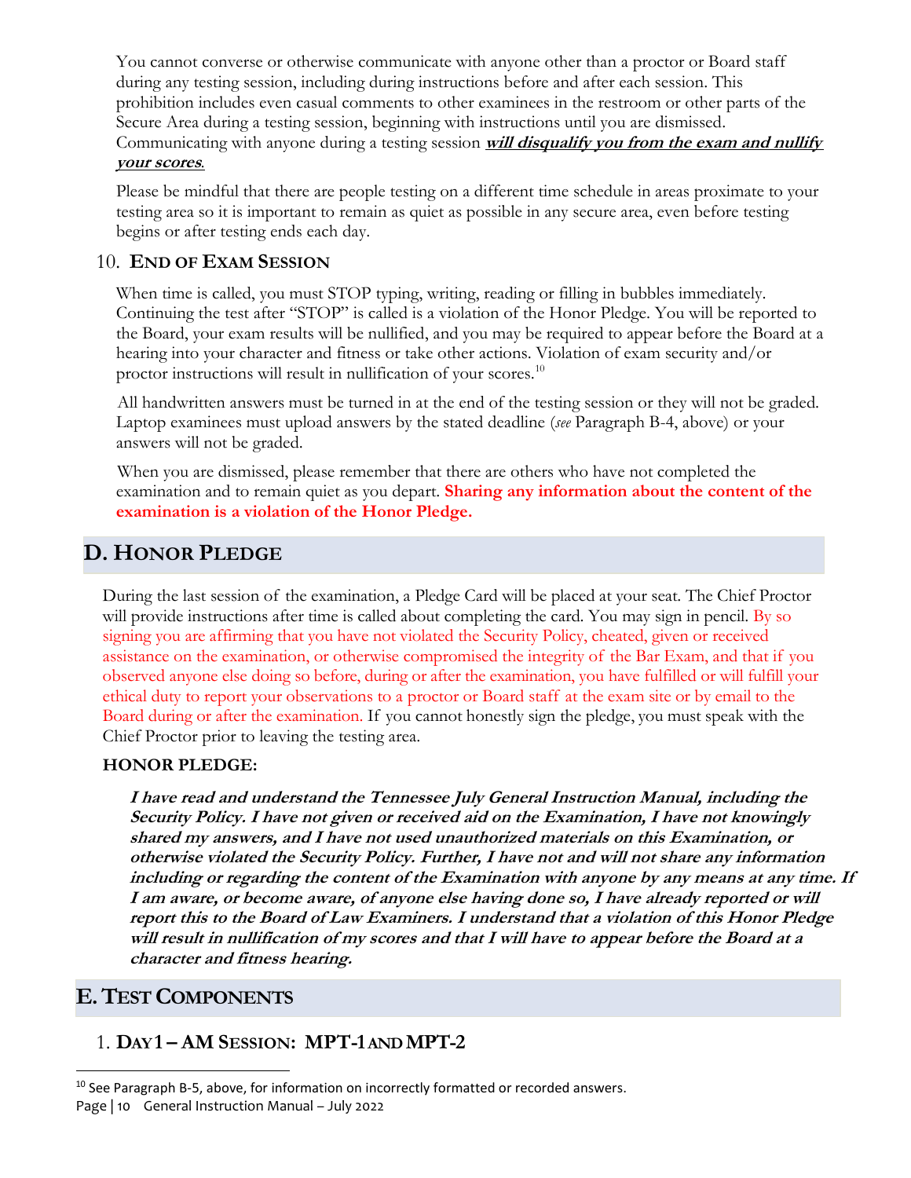You cannot converse or otherwise communicate with anyone other than a proctor or Board staff during any testing session, including during instructions before and after each session. This prohibition includes even casual comments to other examinees in the restroom or other parts of the Secure Area during a testing session, beginning with instructions until you are dismissed. Communicating with anyone during a testing session ***will disqualify you from the exam and nullify your scores***.

Please be mindful that there are people testing on a different time schedule in areas proximate to your testing area so it is important to remain as quiet as possible in any secure area, even before testing begins or after testing ends each day.

10. **END OF EXAM SESSION**

When time is called, you must STOP typing, writing, reading or filling in bubbles immediately. Continuing the test after "STOP" is called is a violation of the Honor Pledge. You will be reported to the Board, your exam results will be nullified, and you may be required to appear before the Board at a hearing into your character and fitness or take other actions. Violation of exam security and/or proctor instructions will result in nullification of your scores.[10]

All handwritten answers must be turned in at the end of the testing session or they will not be graded. Laptop examinees must upload answers by the stated deadline (*see* Paragraph B-4, above) or your answers will not be graded.

When you are dismissed, please remember that there are others who have not completed the examination and to remain quiet as you depart. **Sharing any information about the content of the examination is a violation of the Honor Pledge.**

## D. HONOR PLEDGE

During the last session of the examination, a Pledge Card will be placed at your seat. The Chief Proctor will provide instructions after time is called about completing the card. You may sign in pencil. By so signing you are affirming that you have not violated the Security Policy, cheated, given or received assistance on the examination, or otherwise compromised the integrity of the Bar Exam, and that if you observed anyone else doing so before, during or after the examination, you have fulfilled or will fulfill your ethical duty to report your observations to a proctor or Board staff at the exam site or by email to the Board during or after the examination. If you cannot honestly sign the pledge, you must speak with the Chief Proctor prior to leaving the testing area.

**HONOR PLEDGE:**

***I have read and understand the Tennessee July General Instruction Manual, including the Security Policy. I have not given or received aid on the Examination, I have not knowingly shared my answers, and I have not used unauthorized materials on this Examination, or otherwise violated the Security Policy. Further, I have not and will not share any information including or regarding the content of the Examination with anyone by any means at any time. If I am aware, or become aware, of anyone else having done so, I have already reported or will report this to the Board of Law Examiners. I understand that a violation of this Honor Pledge will result in nullification of my scores and that I will have to appear before the Board at a character and fitness hearing.***

## E. TEST COMPONENTS

1. **DAY 1 – AM SESSION: MPT-1 AND MPT-2**

[10] See Paragraph B-5, above, for information on incorrectly formatted or recorded answers.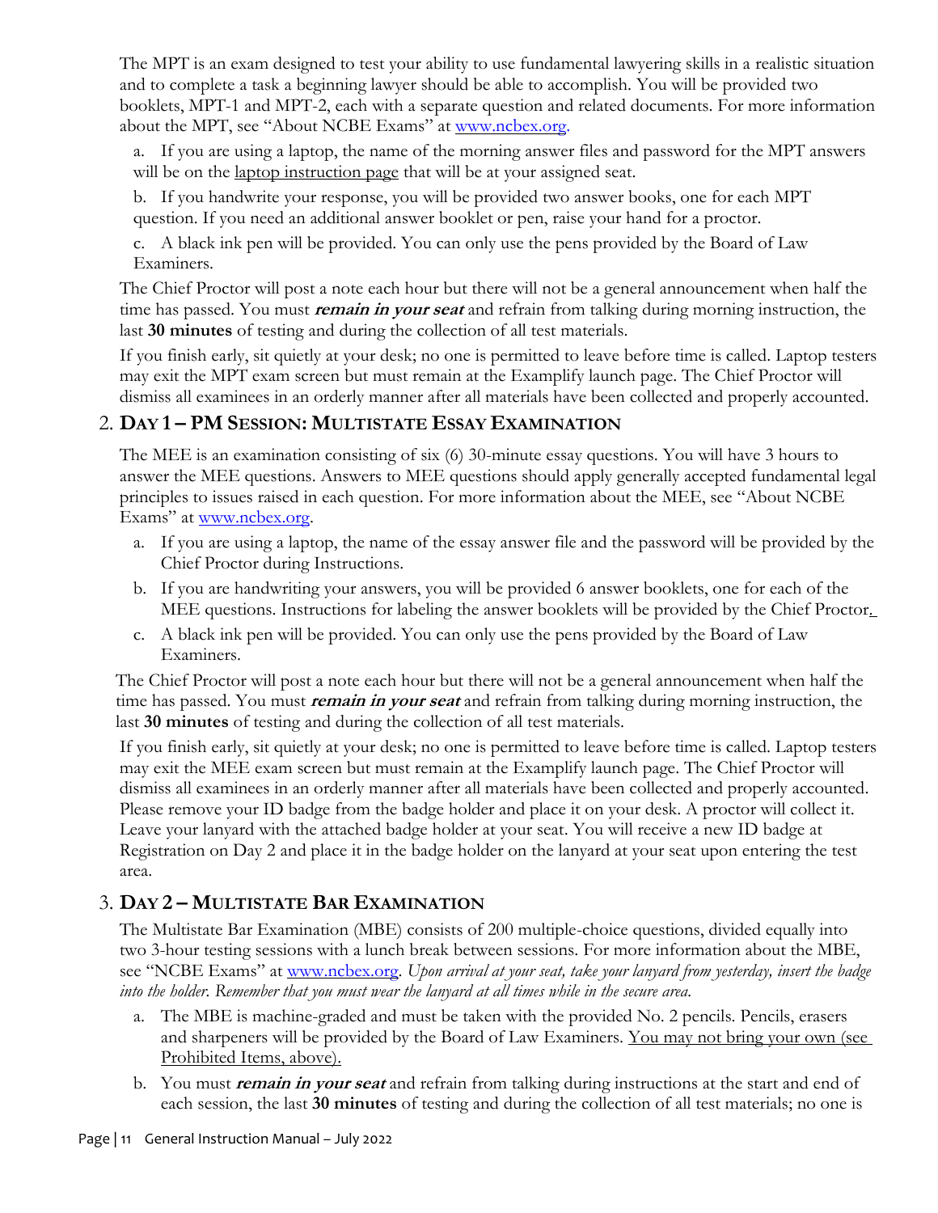The MPT is an exam designed to test your ability to use fundamental lawyering skills in a realistic situation and to complete a task a beginning lawyer should be able to accomplish. You will be provided two booklets, MPT-1 and MPT-2, each with a separate question and related documents. For more information about the MPT, see "About NCBE Exams" at www.ncbex.org.

a. If you are using a laptop, the name of the morning answer files and password for the MPT answers will be on the laptop instruction page that will be at your assigned seat.

b. If you handwrite your response, you will be provided two answer books, one for each MPT question. If you need an additional answer booklet or pen, raise your hand for a proctor.

c. A black ink pen will be provided. You can only use the pens provided by the Board of Law Examiners.

The Chief Proctor will post a note each hour but there will not be a general announcement when half the time has passed. You must ***remain in your seat*** and refrain from talking during morning instruction, the last **30 minutes** of testing and during the collection of all test materials.

If you finish early, sit quietly at your desk; no one is permitted to leave before time is called. Laptop testers may exit the MPT exam screen but must remain at the Examplify launch page. The Chief Proctor will dismiss all examinees in an orderly manner after all materials have been collected and properly accounted.

## 2. DAY 1 – PM SESSION: MULTISTATE ESSAY EXAMINATION

The MEE is an examination consisting of six (6) 30-minute essay questions. You will have 3 hours to answer the MEE questions. Answers to MEE questions should apply generally accepted fundamental legal principles to issues raised in each question. For more information about the MEE, see "About NCBE Exams" at www.ncbex.org.

a. If you are using a laptop, the name of the essay answer file and the password will be provided by the Chief Proctor during Instructions.

b. If you are handwriting your answers, you will be provided 6 answer booklets, one for each of the MEE questions. Instructions for labeling the answer booklets will be provided by the Chief Proctor.

c. A black ink pen will be provided. You can only use the pens provided by the Board of Law Examiners.

The Chief Proctor will post a note each hour but there will not be a general announcement when half the time has passed. You must ***remain in your seat*** and refrain from talking during morning instruction, the last **30 minutes** of testing and during the collection of all test materials.

If you finish early, sit quietly at your desk; no one is permitted to leave before time is called. Laptop testers may exit the MEE exam screen but must remain at the Examplify launch page. The Chief Proctor will dismiss all examinees in an orderly manner after all materials have been collected and properly accounted. Please remove your ID badge from the badge holder and place it on your desk. A proctor will collect it. Leave your lanyard with the attached badge holder at your seat. You will receive a new ID badge at Registration on Day 2 and place it in the badge holder on the lanyard at your seat upon entering the test area.

## 3. DAY 2 – MULTISTATE BAR EXAMINATION

The Multistate Bar Examination (MBE) consists of 200 multiple-choice questions, divided equally into two 3-hour testing sessions with a lunch break between sessions. For more information about the MBE, see "NCBE Exams" at www.ncbex.org. *Upon arrival at your seat, take your lanyard from yesterday, insert the badge into the holder. Remember that you must wear the lanyard at all times while in the secure area.*

a. The MBE is machine-graded and must be taken with the provided No. 2 pencils. Pencils, erasers and sharpeners will be provided by the Board of Law Examiners. You may not bring your own (see Prohibited Items, above).

b. You must ***remain in your seat*** and refrain from talking during instructions at the start and end of each session, the last **30 minutes** of testing and during the collection of all test materials; no one is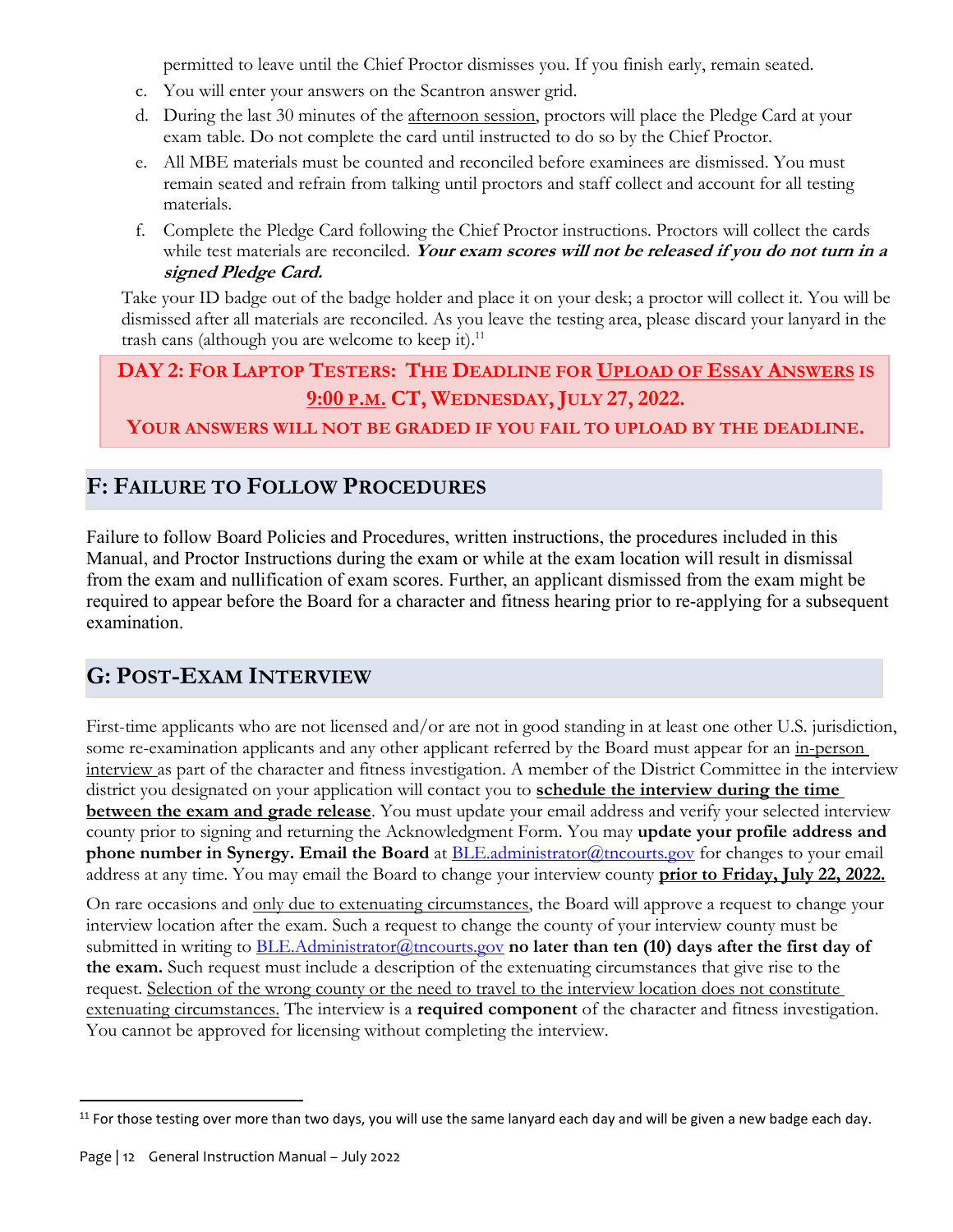permitted to leave until the Chief Proctor dismisses you. If you finish early, remain seated.

c. You will enter your answers on the Scantron answer grid.

d. During the last 30 minutes of the afternoon session, proctors will place the Pledge Card at your exam table. Do not complete the card until instructed to do so by the Chief Proctor.

e. All MBE materials must be counted and reconciled before examinees are dismissed. You must remain seated and refrain from talking until proctors and staff collect and account for all testing materials.

f. Complete the Pledge Card following the Chief Proctor instructions. Proctors will collect the cards while test materials are reconciled. ***Your exam scores will not be released if you do not turn in a signed Pledge Card.***

Take your ID badge out of the badge holder and place it on your desk; a proctor will collect it. You will be dismissed after all materials are reconciled. As you leave the testing area, please discard your lanyard in the trash cans (although you are welcome to keep it).[11]

**DAY 2: FOR LAPTOP TESTERS: THE DEADLINE FOR UPLOAD OF ESSAY ANSWERS IS 9:00 P.M. CT, WEDNESDAY, JULY 27, 2022.**

**YOUR ANSWERS WILL NOT BE GRADED IF YOU FAIL TO UPLOAD BY THE DEADLINE.**

## F: FAILURE TO FOLLOW PROCEDURES

Failure to follow Board Policies and Procedures, written instructions, the procedures included in this Manual, and Proctor Instructions during the exam or while at the exam location will result in dismissal from the exam and nullification of exam scores. Further, an applicant dismissed from the exam might be required to appear before the Board for a character and fitness hearing prior to re-applying for a subsequent examination.

## G: POST-EXAM INTERVIEW

First-time applicants who are not licensed and/or are not in good standing in at least one other U.S. jurisdiction, some re-examination applicants and any other applicant referred by the Board must appear for an in-person interview as part of the character and fitness investigation. A member of the District Committee in the interview district you designated on your application will contact you to **schedule the interview during the time between the exam and grade release**. You must update your email address and verify your selected interview county prior to signing and returning the Acknowledgment Form. You may **update your profile address and phone number in Synergy. Email the Board** at BLE.administrator@tncourts.gov for changes to your email address at any time. You may email the Board to change your interview county **prior to Friday, July 22, 2022.**

On rare occasions and only due to extenuating circumstances, the Board will approve a request to change your interview location after the exam. Such a request to change the county of your interview county must be submitted in writing to BLE.Administrator@tncourts.gov **no later than ten (10) days after the first day of the exam.** Such request must include a description of the extenuating circumstances that give rise to the request. Selection of the wrong county or the need to travel to the interview location does not constitute extenuating circumstances. The interview is a **required component** of the character and fitness investigation. You cannot be approved for licensing without completing the interview.

[11] For those testing over more than two days, you will use the same lanyard each day and will be given a new badge each day.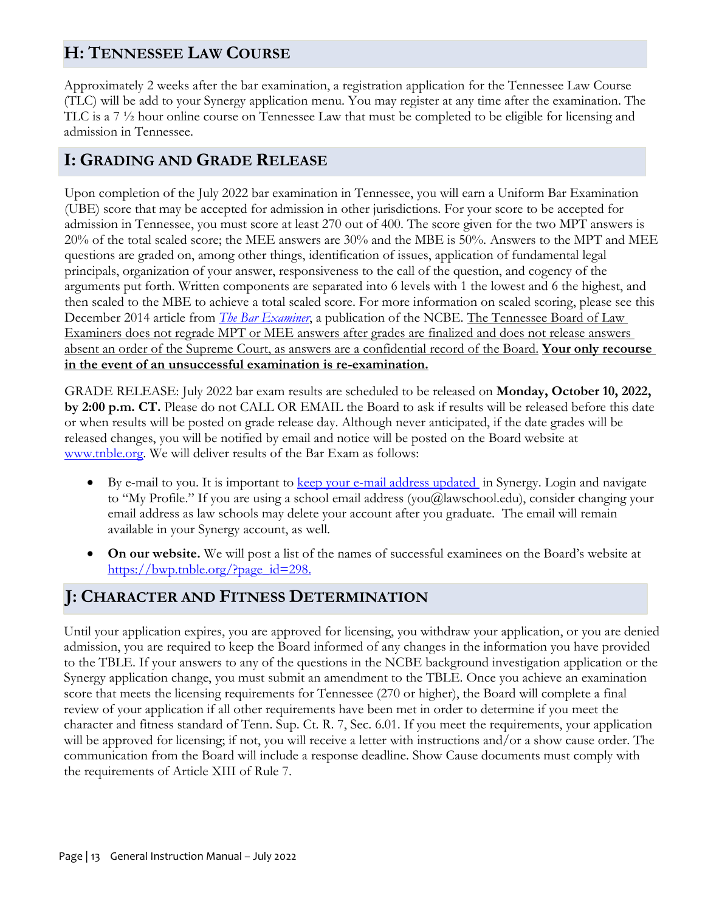## H: Tennessee Law Course

Approximately 2 weeks after the bar examination, a registration application for the Tennessee Law Course (TLC) will be add to your Synergy application menu. You may register at any time after the examination. The TLC is a 7 ½ hour online course on Tennessee Law that must be completed to be eligible for licensing and admission in Tennessee.

## I: Grading and Grade Release

Upon completion of the July 2022 bar examination in Tennessee, you will earn a Uniform Bar Examination (UBE) score that may be accepted for admission in other jurisdictions. For your score to be accepted for admission in Tennessee, you must score at least 270 out of 400. The score given for the two MPT answers is 20% of the total scaled score; the MEE answers are 30% and the MBE is 50%. Answers to the MPT and MEE questions are graded on, among other things, identification of issues, application of fundamental legal principals, organization of your answer, responsiveness to the call of the question, and cogency of the arguments put forth. Written components are separated into 6 levels with 1 the lowest and 6 the highest, and then scaled to the MBE to achieve a total scaled score. For more information on scaled scoring, please see this December 2014 article from *The Bar Examiner*, a publication of the NCBE. The Tennessee Board of Law Examiners does not regrade MPT or MEE answers after grades are finalized and does not release answers absent an order of the Supreme Court, as answers are a confidential record of the Board. **Your only recourse in the event of an unsuccessful examination is re-examination.**

GRADE RELEASE: July 2022 bar exam results are scheduled to be released on **Monday, October 10, 2022, by 2:00 p.m. CT.** Please do not CALL OR EMAIL the Board to ask if results will be released before this date or when results will be posted on grade release day. Although never anticipated, if the date grades will be released changes, you will be notified by email and notice will be posted on the Board website at www.tnble.org. We will deliver results of the Bar Exam as follows:

- By e-mail to you. It is important to keep your e-mail address updated in Synergy. Login and navigate to "My Profile." If you are using a school email address (you@lawschool.edu), consider changing your email address as law schools may delete your account after you graduate. The email will remain available in your Synergy account, as well.
- **On our website.** We will post a list of the names of successful examinees on the Board's website at https://bwp.tnble.org/?page_id=298.

## J: Character and Fitness Determination

Until your application expires, you are approved for licensing, you withdraw your application, or you are denied admission, you are required to keep the Board informed of any changes in the information you have provided to the TBLE. If your answers to any of the questions in the NCBE background investigation application or the Synergy application change, you must submit an amendment to the TBLE. Once you achieve an examination score that meets the licensing requirements for Tennessee (270 or higher), the Board will complete a final review of your application if all other requirements have been met in order to determine if you meet the character and fitness standard of Tenn. Sup. Ct. R. 7, Sec. 6.01. If you meet the requirements, your application will be approved for licensing; if not, you will receive a letter with instructions and/or a show cause order. The communication from the Board will include a response deadline. Show Cause documents must comply with the requirements of Article XIII of Rule 7.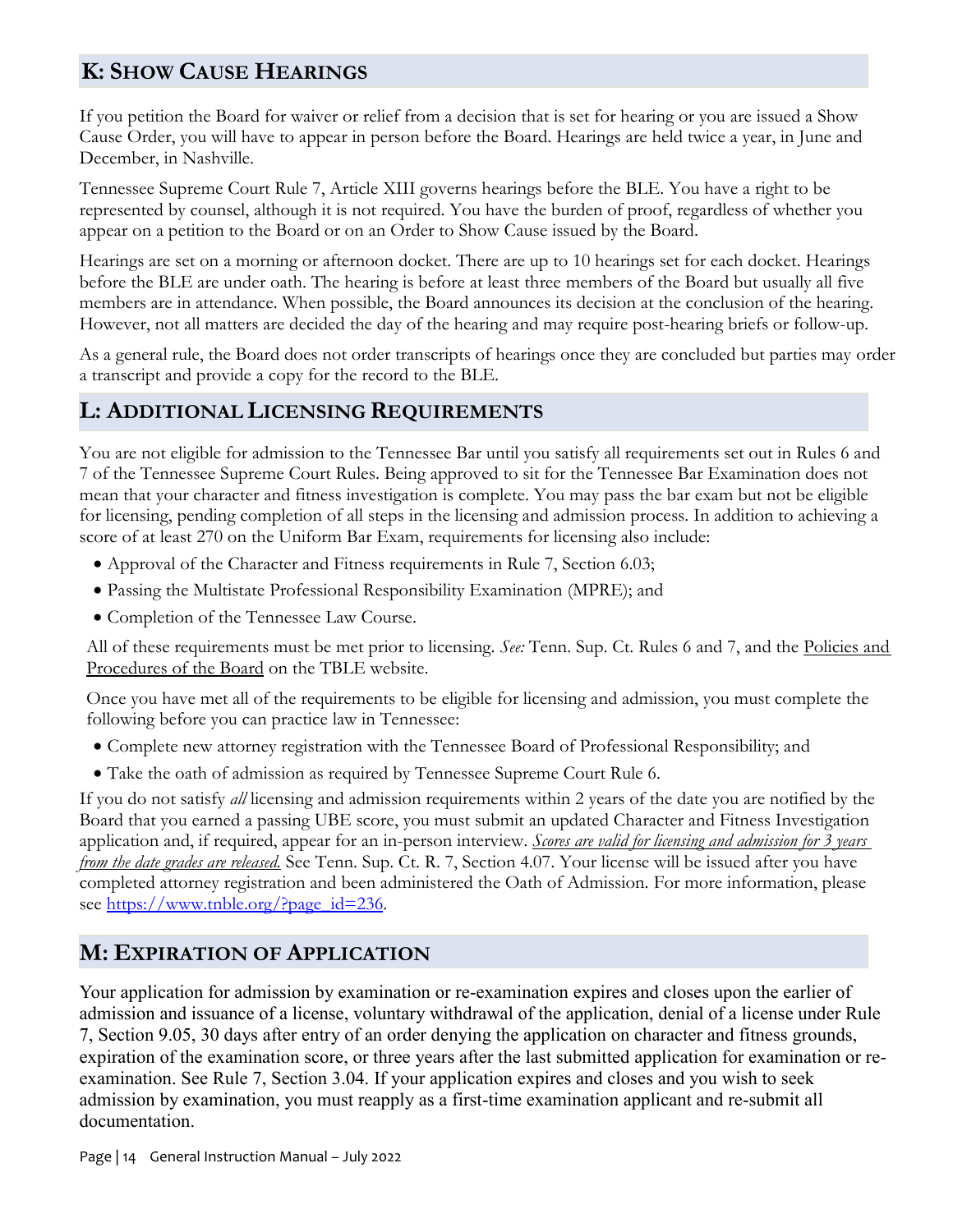## K: Show Cause Hearings

If you petition the Board for waiver or relief from a decision that is set for hearing or you are issued a Show Cause Order, you will have to appear in person before the Board. Hearings are held twice a year, in June and December, in Nashville.

Tennessee Supreme Court Rule 7, Article XIII governs hearings before the BLE. You have a right to be represented by counsel, although it is not required. You have the burden of proof, regardless of whether you appear on a petition to the Board or on an Order to Show Cause issued by the Board.

Hearings are set on a morning or afternoon docket. There are up to 10 hearings set for each docket. Hearings before the BLE are under oath. The hearing is before at least three members of the Board but usually all five members are in attendance. When possible, the Board announces its decision at the conclusion of the hearing. However, not all matters are decided the day of the hearing and may require post-hearing briefs or follow-up.

As a general rule, the Board does not order transcripts of hearings once they are concluded but parties may order a transcript and provide a copy for the record to the BLE.

## L: Additional Licensing Requirements

You are not eligible for admission to the Tennessee Bar until you satisfy all requirements set out in Rules 6 and 7 of the Tennessee Supreme Court Rules. Being approved to sit for the Tennessee Bar Examination does not mean that your character and fitness investigation is complete. You may pass the bar exam but not be eligible for licensing, pending completion of all steps in the licensing and admission process. In addition to achieving a score of at least 270 on the Uniform Bar Exam, requirements for licensing also include:

- Approval of the Character and Fitness requirements in Rule 7, Section 6.03;
- Passing the Multistate Professional Responsibility Examination (MPRE); and
- Completion of the Tennessee Law Course.

All of these requirements must be met prior to licensing. *See:* Tenn. Sup. Ct. Rules 6 and 7, and the Policies and Procedures of the Board on the TBLE website.

Once you have met all of the requirements to be eligible for licensing and admission, you must complete the following before you can practice law in Tennessee:

- Complete new attorney registration with the Tennessee Board of Professional Responsibility; and
- Take the oath of admission as required by Tennessee Supreme Court Rule 6.

If you do not satisfy *all* licensing and admission requirements within 2 years of the date you are notified by the Board that you earned a passing UBE score, you must submit an updated Character and Fitness Investigation application and, if required, appear for an in-person interview. *Scores are valid for licensing and admission for 3 years from the date grades are released.* See Tenn. Sup. Ct. R. 7, Section 4.07. Your license will be issued after you have completed attorney registration and been administered the Oath of Admission. For more information, please see https://www.tnble.org/?page_id=236.

## M: Expiration of Application

Your application for admission by examination or re-examination expires and closes upon the earlier of admission and issuance of a license, voluntary withdrawal of the application, denial of a license under Rule 7, Section 9.05, 30 days after entry of an order denying the application on character and fitness grounds, expiration of the examination score, or three years after the last submitted application for examination or re-examination. See Rule 7, Section 3.04. If your application expires and closes and you wish to seek admission by examination, you must reapply as a first-time examination applicant and re-submit all documentation.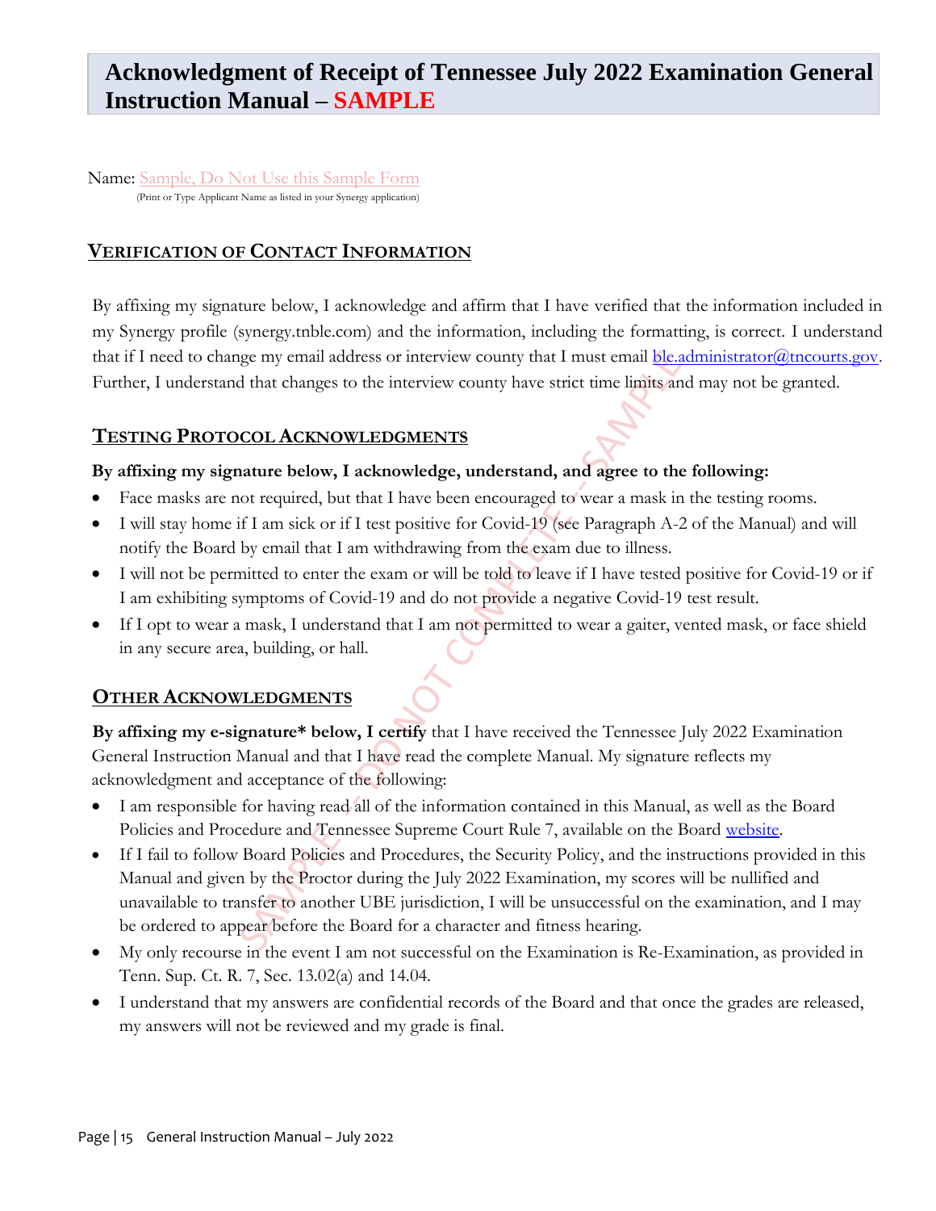# Acknowledgment of Receipt of Tennessee July 2022 Examination General Instruction Manual – SAMPLE

Name: Sample, Do Not Use this Sample Form
(Print or Type Applicant Name as listed in your Synergy application)

## VERIFICATION OF CONTACT INFORMATION

By affixing my signature below, I acknowledge and affirm that I have verified that the information included in my Synergy profile (synergy.tnble.com) and the information, including the formatting, is correct. I understand that if I need to change my email address or interview county that I must email ble.administrator@tncourts.gov. Further, I understand that changes to the interview county have strict time limits and may not be granted.

## TESTING PROTOCOL ACKNOWLEDGMENTS

**By affixing my signature below, I acknowledge, understand, and agree to the following:**

- Face masks are not required, but that I have been encouraged to wear a mask in the testing rooms.
- I will stay home if I am sick or if I test positive for Covid-19 (see Paragraph A-2 of the Manual) and will notify the Board by email that I am withdrawing from the exam due to illness.
- I will not be permitted to enter the exam or will be told to leave if I have tested positive for Covid-19 or if I am exhibiting symptoms of Covid-19 and do not provide a negative Covid-19 test result.
- If I opt to wear a mask, I understand that I am not permitted to wear a gaiter, vented mask, or face shield in any secure area, building, or hall.

## OTHER ACKNOWLEDGMENTS

**By affixing my e-signature* below, I certify** that I have received the Tennessee July 2022 Examination General Instruction Manual and that I have read the complete Manual. My signature reflects my acknowledgment and acceptance of the following:

- I am responsible for having read all of the information contained in this Manual, as well as the Board Policies and Procedure and Tennessee Supreme Court Rule 7, available on the Board website.
- If I fail to follow Board Policies and Procedures, the Security Policy, and the instructions provided in this Manual and given by the Proctor during the July 2022 Examination, my scores will be nullified and unavailable to transfer to another UBE jurisdiction, I will be unsuccessful on the examination, and I may be ordered to appear before the Board for a character and fitness hearing.
- My only recourse in the event I am not successful on the Examination is Re-Examination, as provided in Tenn. Sup. Ct. R. 7, Sec. 13.02(a) and 14.04.
- I understand that my answers are confidential records of the Board and that once the grades are released, my answers will not be reviewed and my grade is final.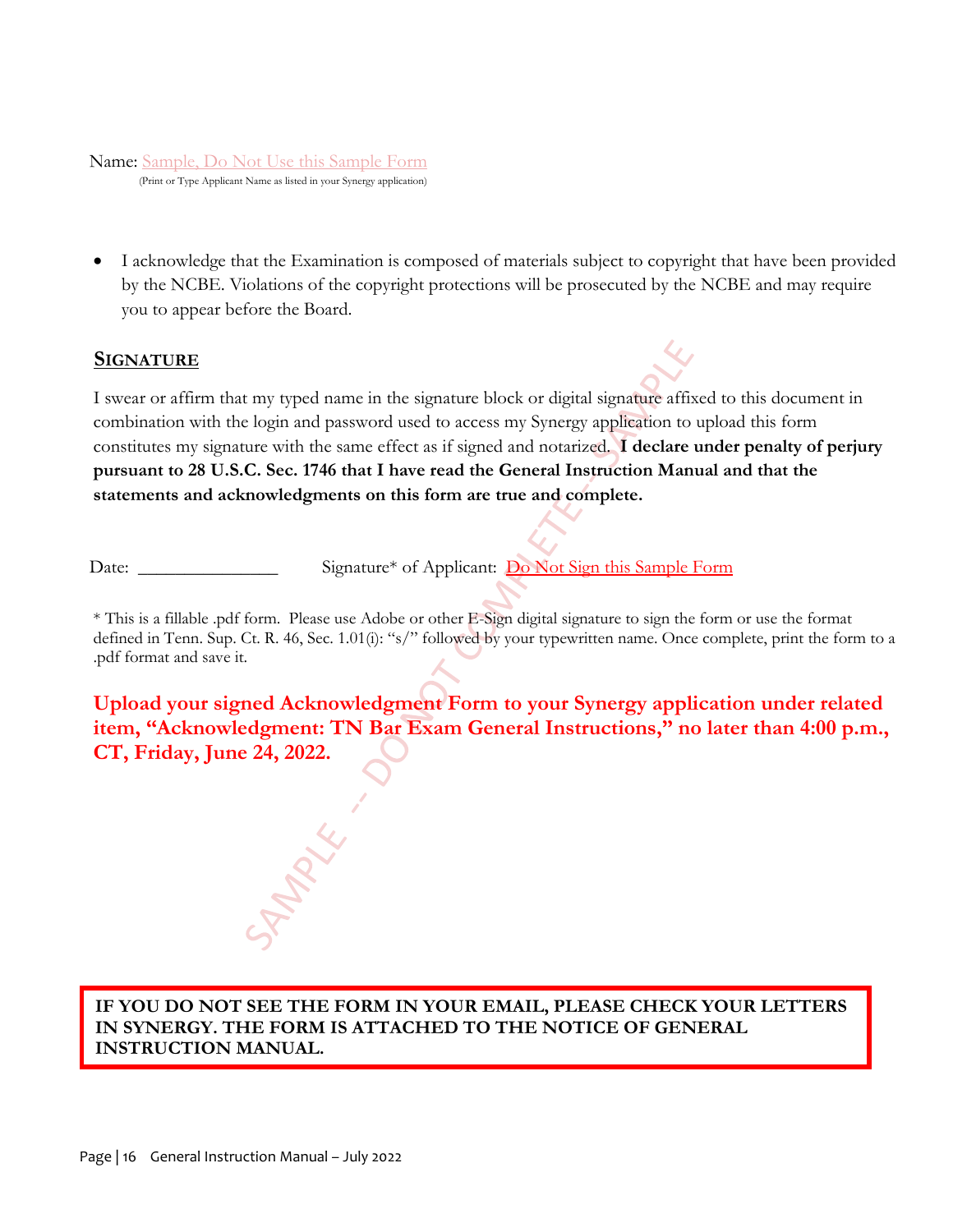Name: Sample, Do Not Use this Sample Form
(Print or Type Applicant Name as listed in your Synergy application)

- I acknowledge that the Examination is composed of materials subject to copyright that have been provided by the NCBE. Violations of the copyright protections will be prosecuted by the NCBE and may require you to appear before the Board.

## SIGNATURE

I swear or affirm that my typed name in the signature block or digital signature affixed to this document in combination with the login and password used to access my Synergy application to upload this form constitutes my signature with the same effect as if signed and notarized. **I declare under penalty of perjury pursuant to 28 U.S.C. Sec. 1746 that I have read the General Instruction Manual and that the statements and acknowledgments on this form are true and complete.**

Date: _______________ Signature* of Applicant: Do Not Sign this Sample Form

* This is a fillable .pdf form. Please use Adobe or other E-Sign digital signature to sign the form or use the format defined in Tenn. Sup. Ct. R. 46, Sec. 1.01(i): "s/" followed by your typewritten name. Once complete, print the form to a .pdf format and save it.

**Upload your signed Acknowledgment Form to your Synergy application under related item, "Acknowledgment: TN Bar Exam General Instructions," no later than 4:00 p.m., CT, Friday, June 24, 2022.**

SAMPLE -- DO NOT COMPLETE -- SAMPLE

**IF YOU DO NOT SEE THE FORM IN YOUR EMAIL, PLEASE CHECK YOUR LETTERS IN SYNERGY. THE FORM IS ATTACHED TO THE NOTICE OF GENERAL INSTRUCTION MANUAL.**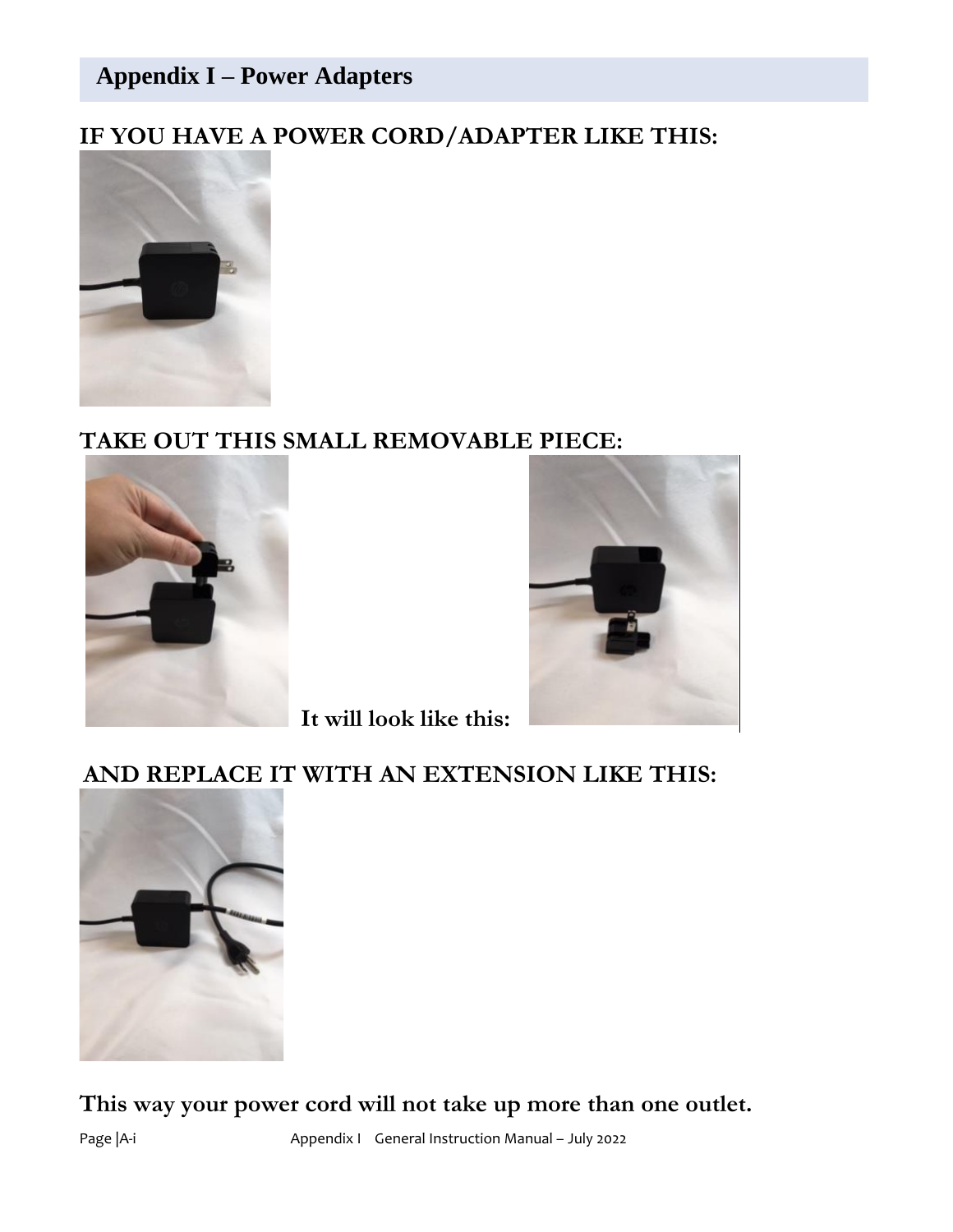# Appendix I – Power Adapters

## IF YOU HAVE A POWER CORD/ADAPTER LIKE THIS:

## TAKE OUT THIS SMALL REMOVABLE PIECE:

**It will look like this:**

## AND REPLACE IT WITH AN EXTENSION LIKE THIS:

**This way your power cord will not take up more than one outlet.**